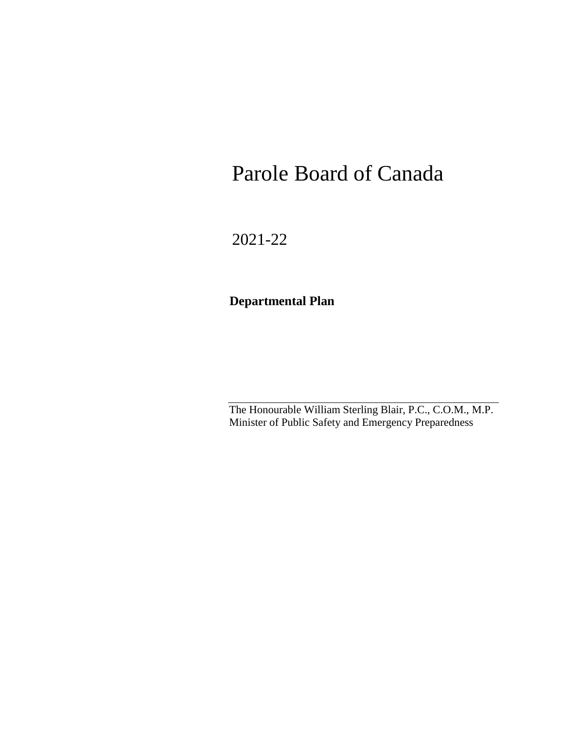# Parole Board of Canada

2021-22

**Departmental Plan**

---

The Honourable William Sterling Blair, P.C., C.O.M., M.P.
Minister of Public Safety and Emergency Preparedness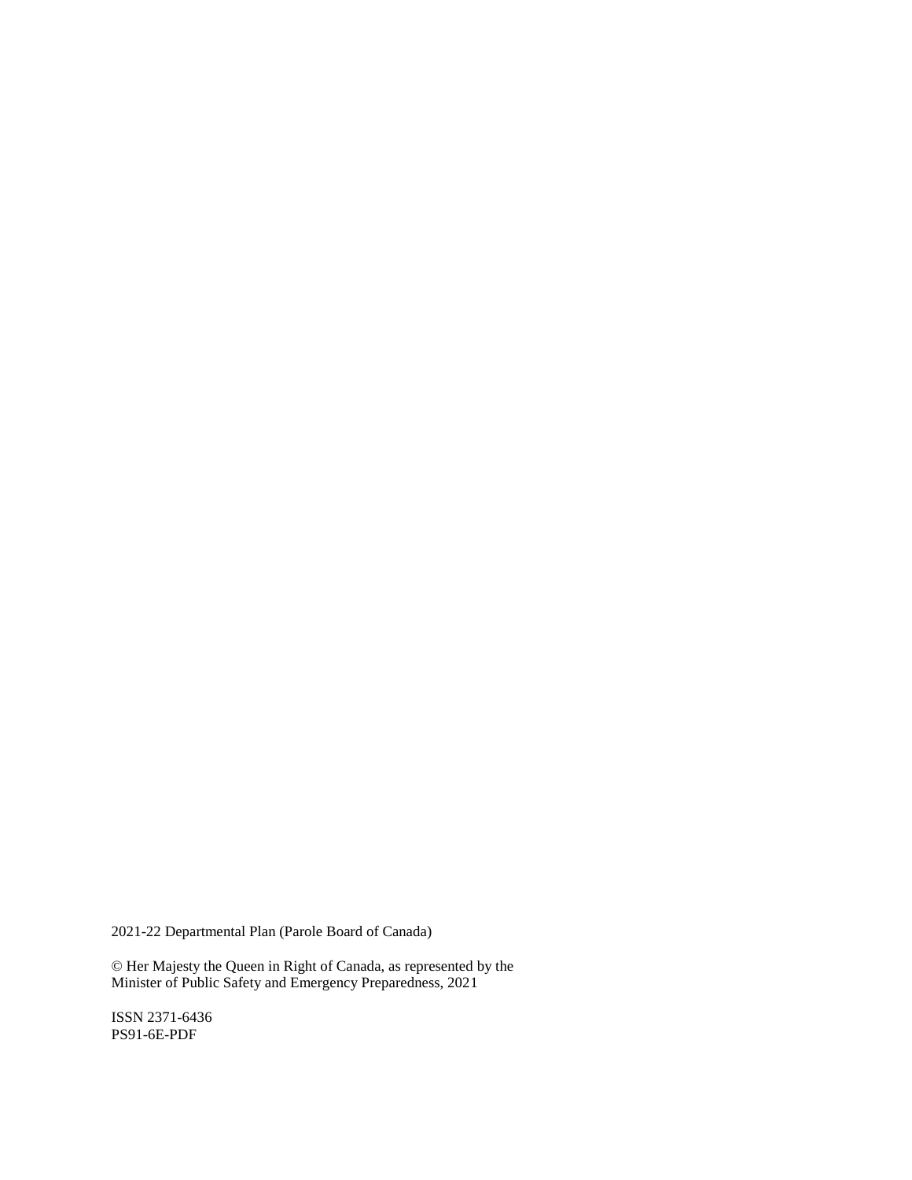2021-22 Departmental Plan (Parole Board of Canada)

© Her Majesty the Queen in Right of Canada, as represented by the Minister of Public Safety and Emergency Preparedness, 2021

ISSN 2371-6436
PS91-6E-PDF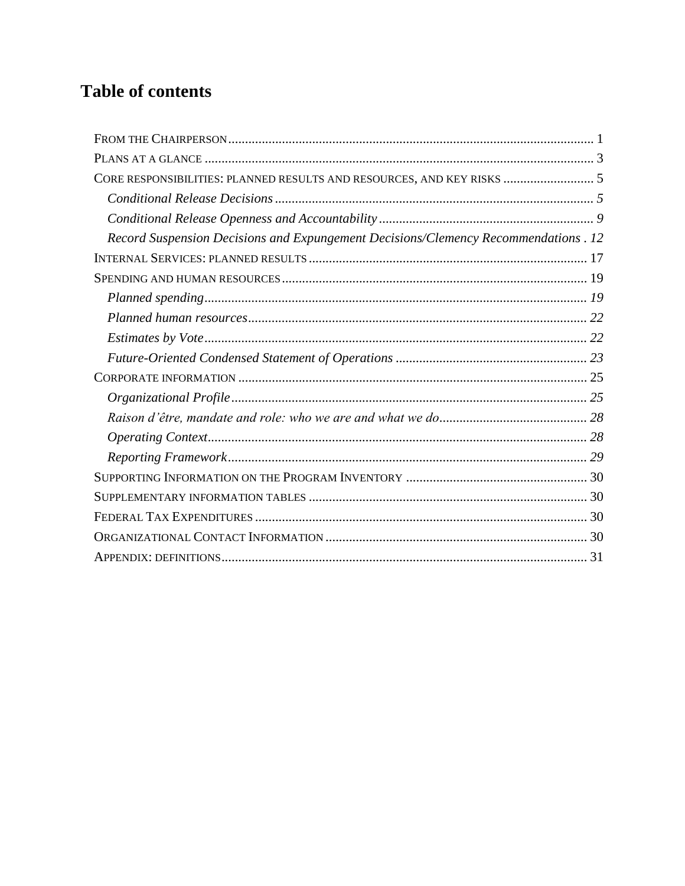# Table of contents

From the Chairperson ........................................................................................................ 1

Plans at a glance ................................................................................................................ 3

Core responsibilities: planned results and resources, and key risks ........................... 5

*Conditional Release Decisions* ........................................................................................ 5

*Conditional Release Openness and Accountability* ......................................................... 9

*Record Suspension Decisions and Expungement Decisions/Clemency Recommendations* . 12

Internal Services: planned results .................................................................................. 17

Spending and human resources ...................................................................................... 19

*Planned spending* ......................................................................................................... 19

*Planned human resources* ............................................................................................ 22

*Estimates by Vote* ......................................................................................................... 22

*Future-Oriented Condensed Statement of Operations* ................................................. 23

Corporate information ...................................................................................................... 25

*Organizational Profile* ................................................................................................... 25

*Raison d'être, mandate and role: who we are and what we do* ..................................... 28

*Operating Context* ......................................................................................................... 28

*Reporting Framework* ................................................................................................... 29

Supporting Information on the Program Inventory ..................................................... 30

Supplementary information tables .................................................................................. 30

Federal Tax Expenditures ................................................................................................ 30

Organizational Contact Information ............................................................................... 30

Appendix: definitions ........................................................................................................ 31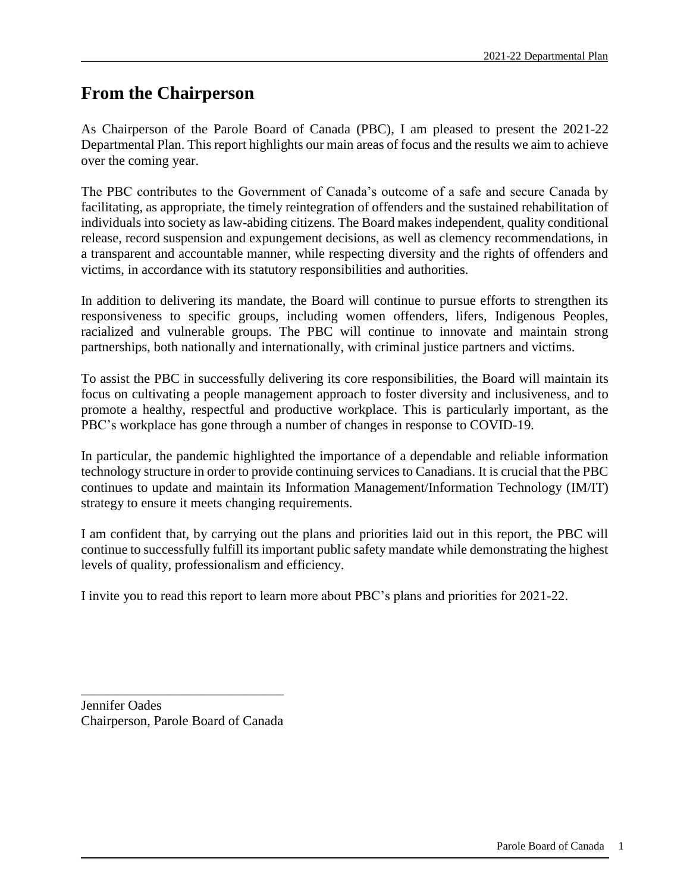## From the Chairperson

As Chairperson of the Parole Board of Canada (PBC), I am pleased to present the 2021-22 Departmental Plan. This report highlights our main areas of focus and the results we aim to achieve over the coming year.

The PBC contributes to the Government of Canada's outcome of a safe and secure Canada by facilitating, as appropriate, the timely reintegration of offenders and the sustained rehabilitation of individuals into society as law-abiding citizens. The Board makes independent, quality conditional release, record suspension and expungement decisions, as well as clemency recommendations, in a transparent and accountable manner, while respecting diversity and the rights of offenders and victims, in accordance with its statutory responsibilities and authorities.

In addition to delivering its mandate, the Board will continue to pursue efforts to strengthen its responsiveness to specific groups, including women offenders, lifers, Indigenous Peoples, racialized and vulnerable groups. The PBC will continue to innovate and maintain strong partnerships, both nationally and internationally, with criminal justice partners and victims.

To assist the PBC in successfully delivering its core responsibilities, the Board will maintain its focus on cultivating a people management approach to foster diversity and inclusiveness, and to promote a healthy, respectful and productive workplace. This is particularly important, as the PBC's workplace has gone through a number of changes in response to COVID-19.

In particular, the pandemic highlighted the importance of a dependable and reliable information technology structure in order to provide continuing services to Canadians. It is crucial that the PBC continues to update and maintain its Information Management/Information Technology (IM/IT) strategy to ensure it meets changing requirements.

I am confident that, by carrying out the plans and priorities laid out in this report, the PBC will continue to successfully fulfill its important public safety mandate while demonstrating the highest levels of quality, professionalism and efficiency.

I invite you to read this report to learn more about PBC's plans and priorities for 2021-22.

_______________________________

Jennifer Oades
Chairperson, Parole Board of Canada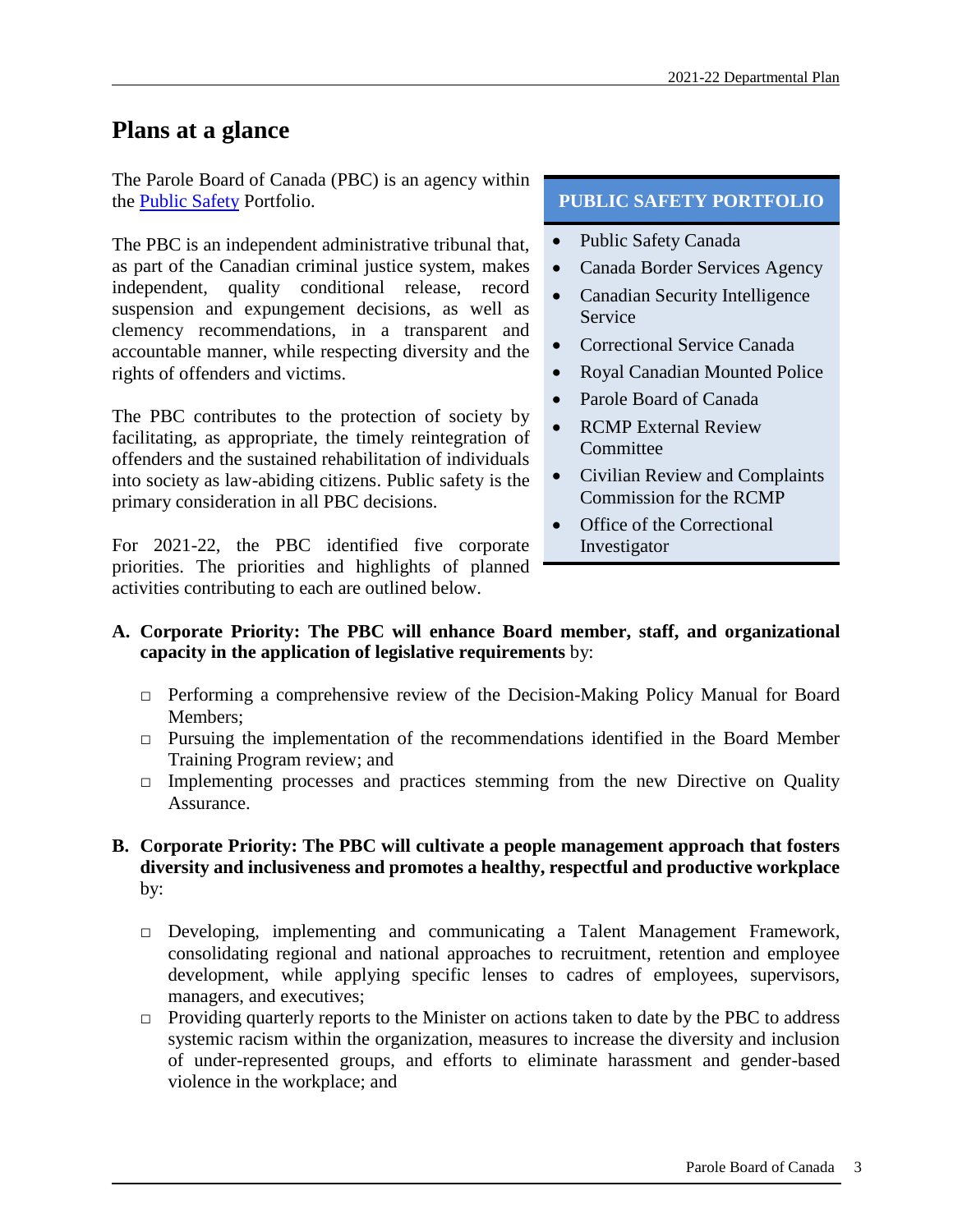## Plans at a glance

The Parole Board of Canada (PBC) is an agency within the Public Safety Portfolio.

The PBC is an independent administrative tribunal that, as part of the Canadian criminal justice system, makes independent, quality conditional release, record suspension and expungement decisions, as well as clemency recommendations, in a transparent and accountable manner, while respecting diversity and the rights of offenders and victims.

The PBC contributes to the protection of society by facilitating, as appropriate, the timely reintegration of offenders and the sustained rehabilitation of individuals into society as law-abiding citizens. Public safety is the primary consideration in all PBC decisions.

For 2021-22, the PBC identified five corporate priorities. The priorities and highlights of planned activities contributing to each are outlined below.

**PUBLIC SAFETY PORTFOLIO**

- Public Safety Canada
- Canada Border Services Agency
- Canadian Security Intelligence Service
- Correctional Service Canada
- Royal Canadian Mounted Police
- Parole Board of Canada
- RCMP External Review Committee
- Civilian Review and Complaints Commission for the RCMP
- Office of the Correctional Investigator

**A. Corporate Priority: The PBC will enhance Board member, staff, and organizational capacity in the application of legislative requirements** by:

- Performing a comprehensive review of the Decision-Making Policy Manual for Board Members;
- Pursuing the implementation of the recommendations identified in the Board Member Training Program review; and
- Implementing processes and practices stemming from the new Directive on Quality Assurance.

**B. Corporate Priority: The PBC will cultivate a people management approach that fosters diversity and inclusiveness and promotes a healthy, respectful and productive workplace** by:

- Developing, implementing and communicating a Talent Management Framework, consolidating regional and national approaches to recruitment, retention and employee development, while applying specific lenses to cadres of employees, supervisors, managers, and executives;
- Providing quarterly reports to the Minister on actions taken to date by the PBC to address systemic racism within the organization, measures to increase the diversity and inclusion of under-represented groups, and efforts to eliminate harassment and gender-based violence in the workplace; and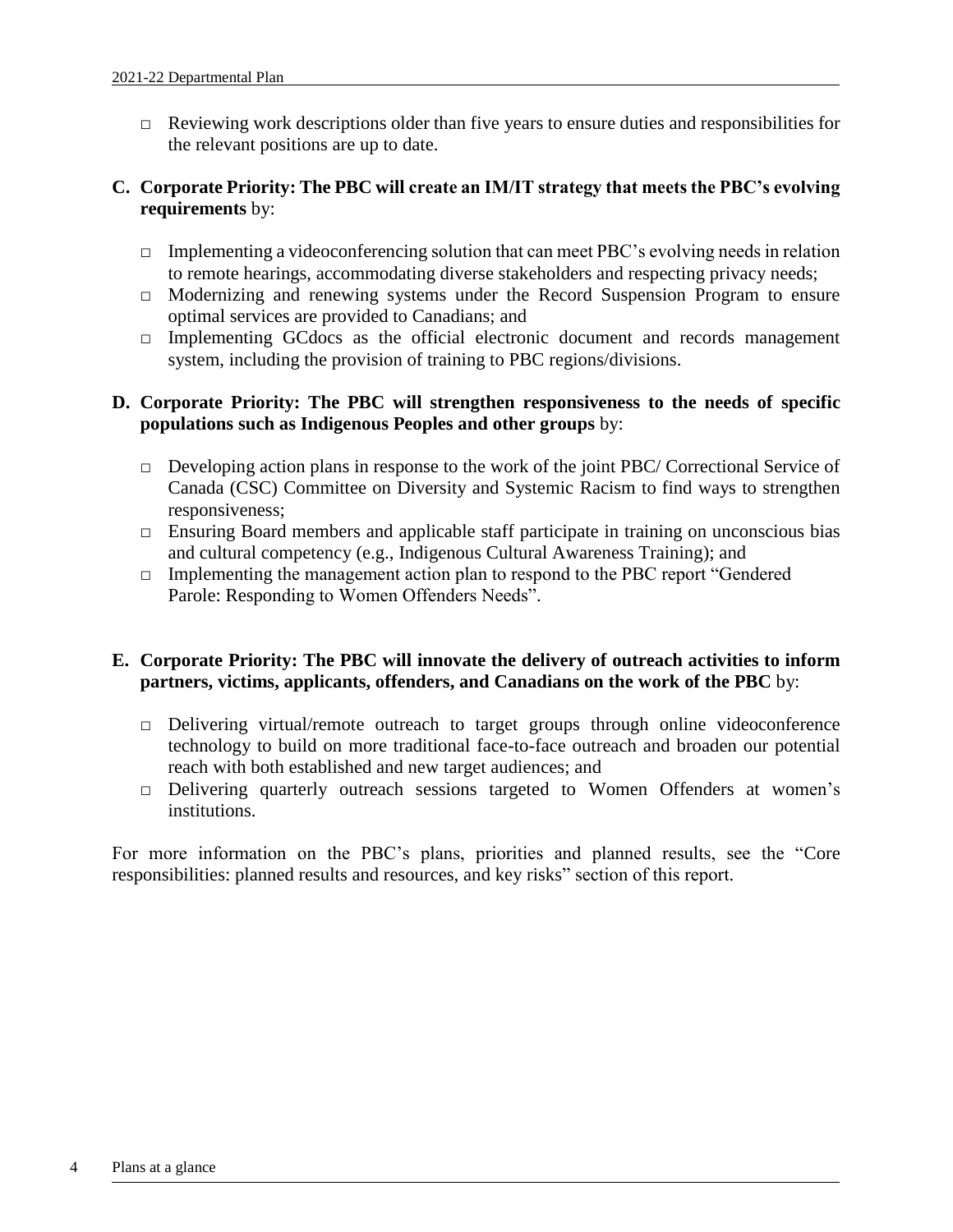- Reviewing work descriptions older than five years to ensure duties and responsibilities for the relevant positions are up to date.

**C. Corporate Priority: The PBC will create an IM/IT strategy that meets the PBC's evolving requirements** by:

- Implementing a videoconferencing solution that can meet PBC's evolving needs in relation to remote hearings, accommodating diverse stakeholders and respecting privacy needs;
- Modernizing and renewing systems under the Record Suspension Program to ensure optimal services are provided to Canadians; and
- Implementing GCdocs as the official electronic document and records management system, including the provision of training to PBC regions/divisions.

**D. Corporate Priority: The PBC will strengthen responsiveness to the needs of specific populations such as Indigenous Peoples and other groups** by:

- Developing action plans in response to the work of the joint PBC/ Correctional Service of Canada (CSC) Committee on Diversity and Systemic Racism to find ways to strengthen responsiveness;
- Ensuring Board members and applicable staff participate in training on unconscious bias and cultural competency (e.g., Indigenous Cultural Awareness Training); and
- Implementing the management action plan to respond to the PBC report "Gendered Parole: Responding to Women Offenders Needs".

**E. Corporate Priority: The PBC will innovate the delivery of outreach activities to inform partners, victims, applicants, offenders, and Canadians on the work of the PBC** by:

- Delivering virtual/remote outreach to target groups through online videoconference technology to build on more traditional face-to-face outreach and broaden our potential reach with both established and new target audiences; and
- Delivering quarterly outreach sessions targeted to Women Offenders at women's institutions.

For more information on the PBC's plans, priorities and planned results, see the "Core responsibilities: planned results and resources, and key risks" section of this report.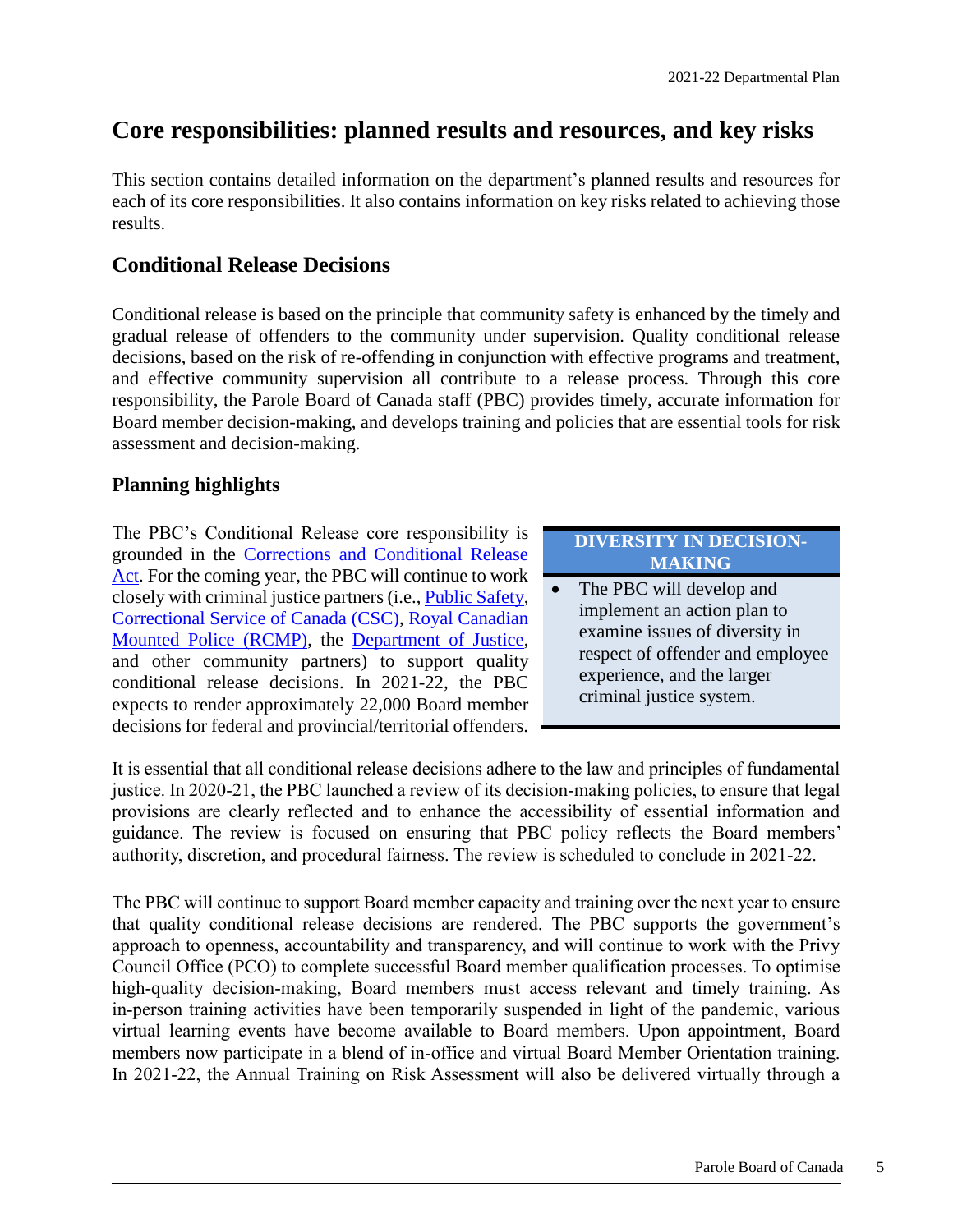# Core responsibilities: planned results and resources, and key risks

This section contains detailed information on the department's planned results and resources for each of its core responsibilities. It also contains information on key risks related to achieving those results.

## Conditional Release Decisions

Conditional release is based on the principle that community safety is enhanced by the timely and gradual release of offenders to the community under supervision. Quality conditional release decisions, based on the risk of re-offending in conjunction with effective programs and treatment, and effective community supervision all contribute to a release process. Through this core responsibility, the Parole Board of Canada staff (PBC) provides timely, accurate information for Board member decision-making, and develops training and policies that are essential tools for risk assessment and decision-making.

### Planning highlights

The PBC's Conditional Release core responsibility is grounded in the Corrections and Conditional Release Act. For the coming year, the PBC will continue to work closely with criminal justice partners (i.e., Public Safety, Correctional Service of Canada (CSC), Royal Canadian Mounted Police (RCMP), the Department of Justice, and other community partners) to support quality conditional release decisions. In 2021-22, the PBC expects to render approximately 22,000 Board member decisions for federal and provincial/territorial offenders.

**DIVERSITY IN DECISION-MAKING**

- The PBC will develop and implement an action plan to examine issues of diversity in respect of offender and employee experience, and the larger criminal justice system.

It is essential that all conditional release decisions adhere to the law and principles of fundamental justice. In 2020-21, the PBC launched a review of its decision-making policies, to ensure that legal provisions are clearly reflected and to enhance the accessibility of essential information and guidance. The review is focused on ensuring that PBC policy reflects the Board members' authority, discretion, and procedural fairness. The review is scheduled to conclude in 2021-22.

The PBC will continue to support Board member capacity and training over the next year to ensure that quality conditional release decisions are rendered. The PBC supports the government's approach to openness, accountability and transparency, and will continue to work with the Privy Council Office (PCO) to complete successful Board member qualification processes. To optimise high-quality decision-making, Board members must access relevant and timely training. As in-person training activities have been temporarily suspended in light of the pandemic, various virtual learning events have become available to Board members. Upon appointment, Board members now participate in a blend of in-office and virtual Board Member Orientation training. In 2021-22, the Annual Training on Risk Assessment will also be delivered virtually through a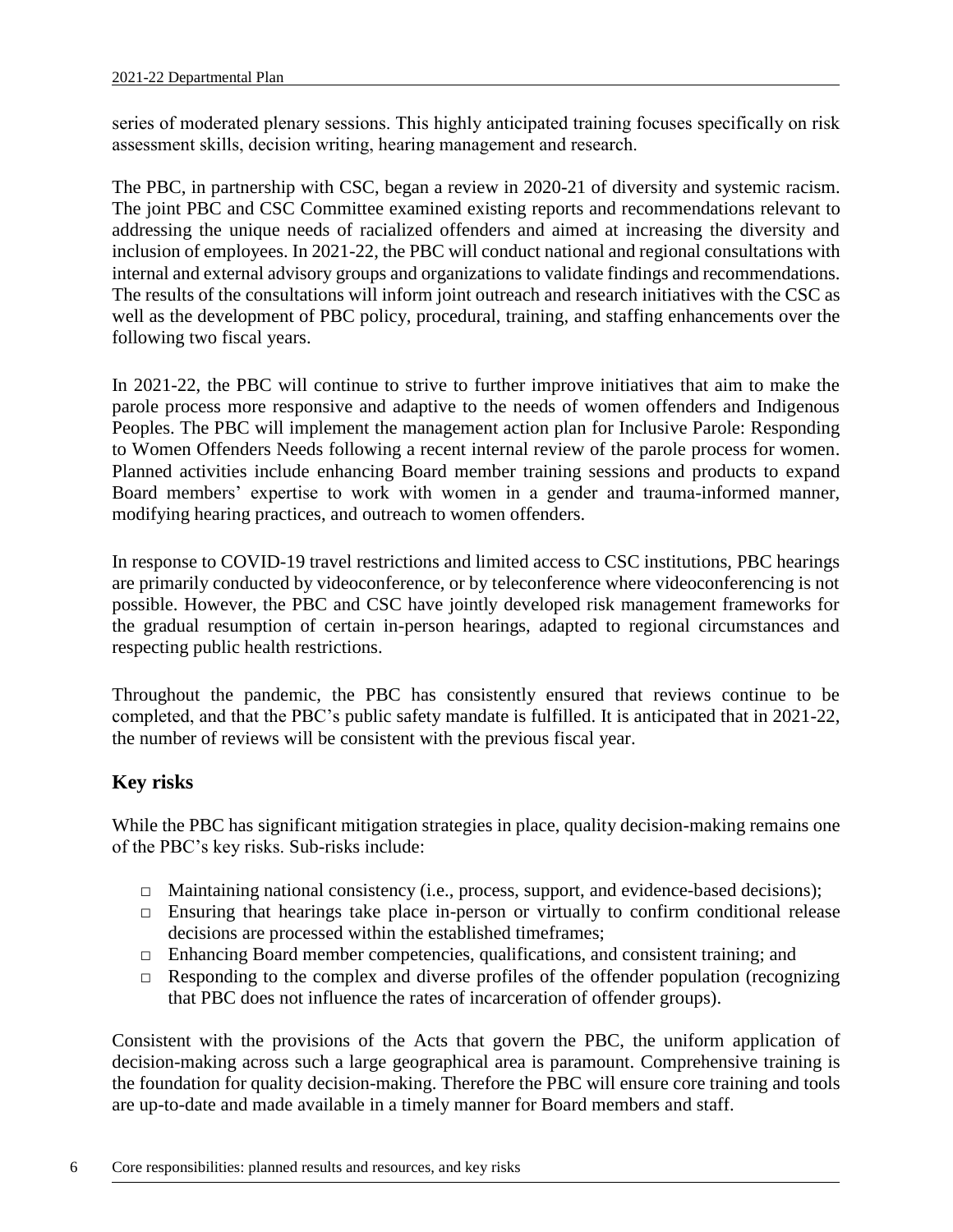series of moderated plenary sessions. This highly anticipated training focuses specifically on risk assessment skills, decision writing, hearing management and research.

The PBC, in partnership with CSC, began a review in 2020-21 of diversity and systemic racism. The joint PBC and CSC Committee examined existing reports and recommendations relevant to addressing the unique needs of racialized offenders and aimed at increasing the diversity and inclusion of employees. In 2021-22, the PBC will conduct national and regional consultations with internal and external advisory groups and organizations to validate findings and recommendations. The results of the consultations will inform joint outreach and research initiatives with the CSC as well as the development of PBC policy, procedural, training, and staffing enhancements over the following two fiscal years.

In 2021-22, the PBC will continue to strive to further improve initiatives that aim to make the parole process more responsive and adaptive to the needs of women offenders and Indigenous Peoples. The PBC will implement the management action plan for Inclusive Parole: Responding to Women Offenders Needs following a recent internal review of the parole process for women. Planned activities include enhancing Board member training sessions and products to expand Board members' expertise to work with women in a gender and trauma-informed manner, modifying hearing practices, and outreach to women offenders.

In response to COVID-19 travel restrictions and limited access to CSC institutions, PBC hearings are primarily conducted by videoconference, or by teleconference where videoconferencing is not possible. However, the PBC and CSC have jointly developed risk management frameworks for the gradual resumption of certain in-person hearings, adapted to regional circumstances and respecting public health restrictions.

Throughout the pandemic, the PBC has consistently ensured that reviews continue to be completed, and that the PBC's public safety mandate is fulfilled. It is anticipated that in 2021-22, the number of reviews will be consistent with the previous fiscal year.

## Key risks

While the PBC has significant mitigation strategies in place, quality decision-making remains one of the PBC's key risks. Sub-risks include:

- Maintaining national consistency (i.e., process, support, and evidence-based decisions);
- Ensuring that hearings take place in-person or virtually to confirm conditional release decisions are processed within the established timeframes;
- Enhancing Board member competencies, qualifications, and consistent training; and
- Responding to the complex and diverse profiles of the offender population (recognizing that PBC does not influence the rates of incarceration of offender groups).

Consistent with the provisions of the Acts that govern the PBC, the uniform application of decision-making across such a large geographical area is paramount. Comprehensive training is the foundation for quality decision-making. Therefore the PBC will ensure core training and tools are up-to-date and made available in a timely manner for Board members and staff.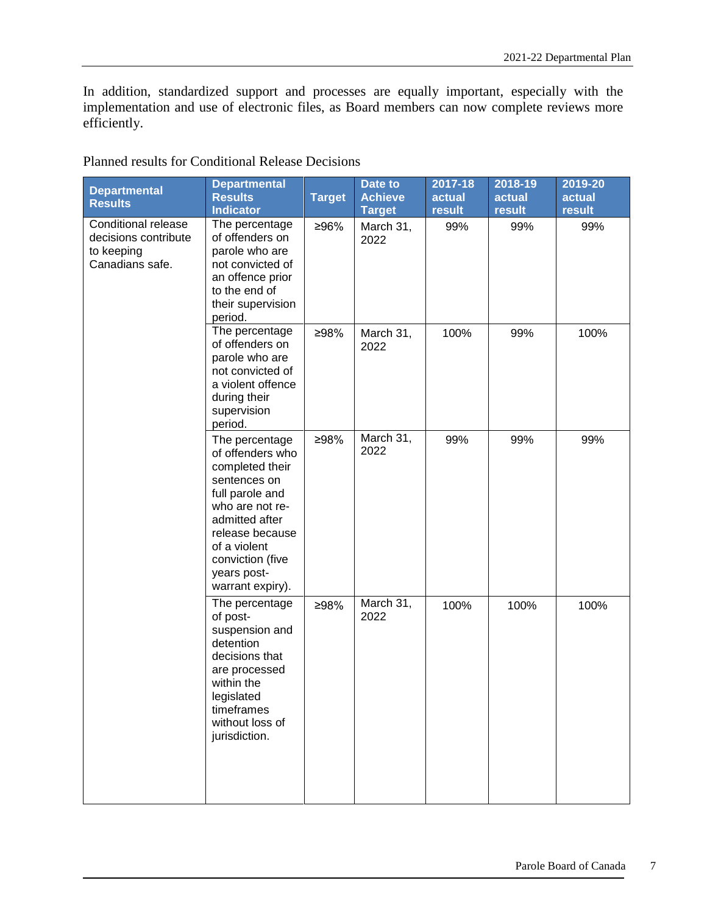In addition, standardized support and processes are equally important, especially with the implementation and use of electronic files, as Board members can now complete reviews more efficiently.

Planned results for Conditional Release Decisions

| Departmental Results | Departmental Results Indicator | Target | Date to Achieve Target | 2017-18 actual result | 2018-19 actual result | 2019-20 actual result |
|---|---|---|---|---|---|---|
| Conditional release decisions contribute to keeping Canadians safe. | The percentage of offenders on parole who are not convicted of an offence prior to the end of their supervision period. | ≥96% | March 31, 2022 | 99% | 99% | 99% |
| | The percentage of offenders on parole who are not convicted of a violent offence during their supervision period. | ≥98% | March 31, 2022 | 100% | 99% | 100% |
| | The percentage of offenders who completed their sentences on full parole and who are not re-admitted after release because of a violent conviction (five years post-warrant expiry). | ≥98% | March 31, 2022 | 99% | 99% | 99% |
| | The percentage of post-suspension and detention decisions that are processed within the legislated timeframes without loss of jurisdiction. | ≥98% | March 31, 2022 | 100% | 100% | 100% |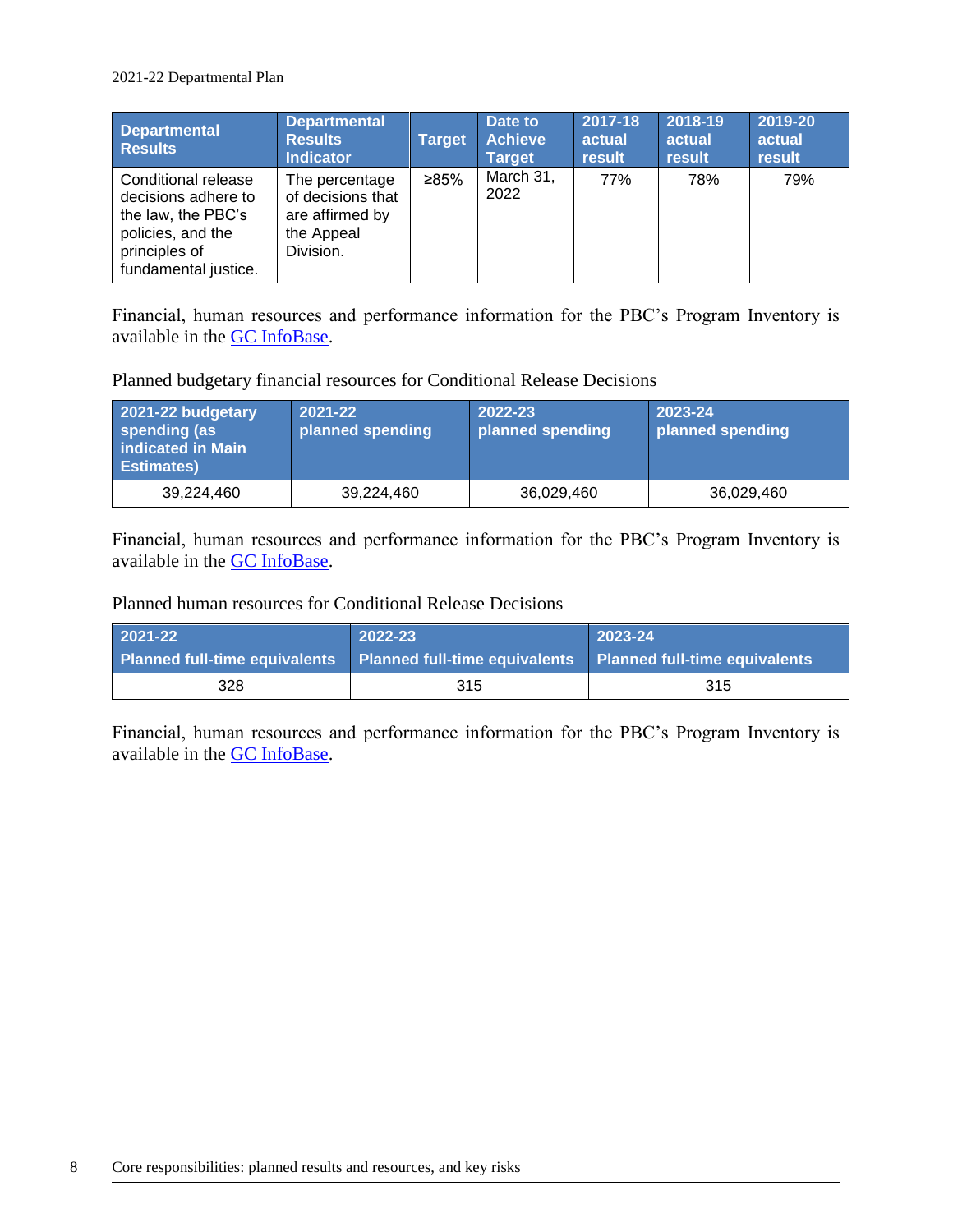| Departmental Results | Departmental Results Indicator | Target | Date to Achieve Target | 2017-18 actual result | 2018-19 actual result | 2019-20 actual result |
|---|---|---|---|---|---|---|
| Conditional release decisions adhere to the law, the PBC's policies, and the principles of fundamental justice. | The percentage of decisions that are affirmed by the Appeal Division. | ≥85% | March 31, 2022 | 77% | 78% | 79% |

Financial, human resources and performance information for the PBC's Program Inventory is available in the GC InfoBase.

Planned budgetary financial resources for Conditional Release Decisions

| 2021-22 budgetary spending (as indicated in Main Estimates) | 2021-22 planned spending | 2022-23 planned spending | 2023-24 planned spending |
|---|---|---|---|
| 39,224,460 | 39,224,460 | 36,029,460 | 36,029,460 |

Financial, human resources and performance information for the PBC's Program Inventory is available in the GC InfoBase.

Planned human resources for Conditional Release Decisions

| 2021-22 Planned full-time equivalents | 2022-23 Planned full-time equivalents | 2023-24 Planned full-time equivalents |
|---|---|---|
| 328 | 315 | 315 |

Financial, human resources and performance information for the PBC's Program Inventory is available in the GC InfoBase.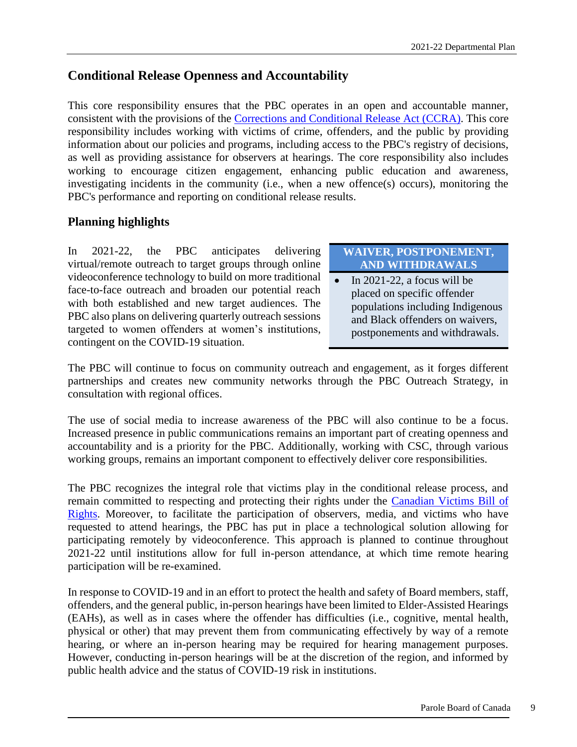## Conditional Release Openness and Accountability

This core responsibility ensures that the PBC operates in an open and accountable manner, consistent with the provisions of the Corrections and Conditional Release Act (CCRA). This core responsibility includes working with victims of crime, offenders, and the public by providing information about our policies and programs, including access to the PBC's registry of decisions, as well as providing assistance for observers at hearings. The core responsibility also includes working to encourage citizen engagement, enhancing public education and awareness, investigating incidents in the community (i.e., when a new offence(s) occurs), monitoring the PBC's performance and reporting on conditional release results.

### Planning highlights

In 2021-22, the PBC anticipates delivering virtual/remote outreach to target groups through online videoconference technology to build on more traditional face-to-face outreach and broaden our potential reach with both established and new target audiences. The PBC also plans on delivering quarterly outreach sessions targeted to women offenders at women's institutions, contingent on the COVID-19 situation.

**WAIVER, POSTPONEMENT, AND WITHDRAWALS**

- In 2021-22, a focus will be placed on specific offender populations including Indigenous and Black offenders on waivers, postponements and withdrawals.

The PBC will continue to focus on community outreach and engagement, as it forges different partnerships and creates new community networks through the PBC Outreach Strategy, in consultation with regional offices.

The use of social media to increase awareness of the PBC will also continue to be a focus. Increased presence in public communications remains an important part of creating openness and accountability and is a priority for the PBC. Additionally, working with CSC, through various working groups, remains an important component to effectively deliver core responsibilities.

The PBC recognizes the integral role that victims play in the conditional release process, and remain committed to respecting and protecting their rights under the Canadian Victims Bill of Rights. Moreover, to facilitate the participation of observers, media, and victims who have requested to attend hearings, the PBC has put in place a technological solution allowing for participating remotely by videoconference. This approach is planned to continue throughout 2021-22 until institutions allow for full in-person attendance, at which time remote hearing participation will be re-examined.

In response to COVID-19 and in an effort to protect the health and safety of Board members, staff, offenders, and the general public, in-person hearings have been limited to Elder-Assisted Hearings (EAHs), as well as in cases where the offender has difficulties (i.e., cognitive, mental health, physical or other) that may prevent them from communicating effectively by way of a remote hearing, or where an in-person hearing may be required for hearing management purposes. However, conducting in-person hearings will be at the discretion of the region, and informed by public health advice and the status of COVID-19 risk in institutions.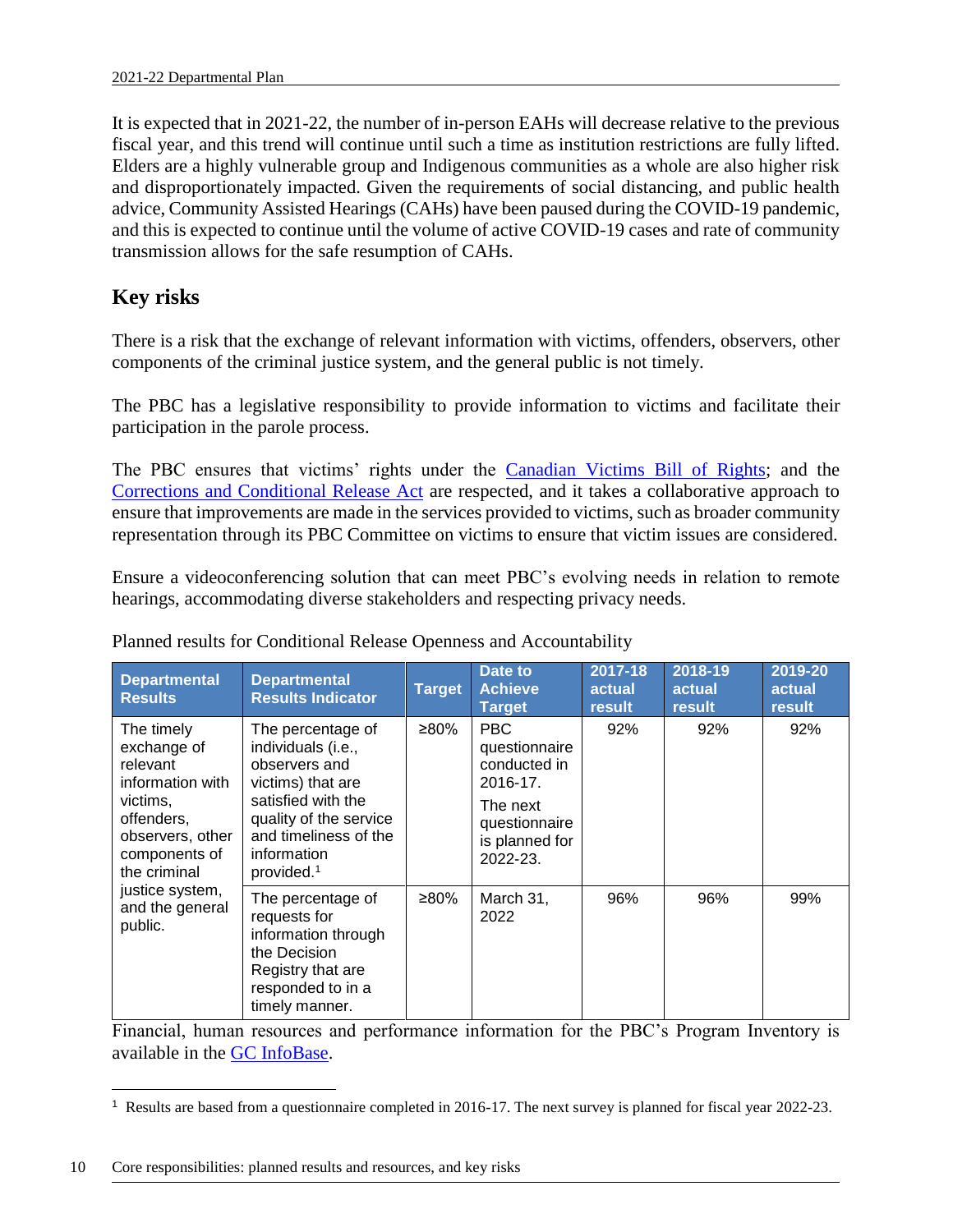It is expected that in 2021-22, the number of in-person EAHs will decrease relative to the previous fiscal year, and this trend will continue until such a time as institution restrictions are fully lifted. Elders are a highly vulnerable group and Indigenous communities as a whole are also higher risk and disproportionately impacted. Given the requirements of social distancing, and public health advice, Community Assisted Hearings (CAHs) have been paused during the COVID-19 pandemic, and this is expected to continue until the volume of active COVID-19 cases and rate of community transmission allows for the safe resumption of CAHs.

## Key risks

There is a risk that the exchange of relevant information with victims, offenders, observers, other components of the criminal justice system, and the general public is not timely.

The PBC has a legislative responsibility to provide information to victims and facilitate their participation in the parole process.

The PBC ensures that victims' rights under the Canadian Victims Bill of Rights; and the Corrections and Conditional Release Act are respected, and it takes a collaborative approach to ensure that improvements are made in the services provided to victims, such as broader community representation through its PBC Committee on victims to ensure that victim issues are considered.

Ensure a videoconferencing solution that can meet PBC's evolving needs in relation to remote hearings, accommodating diverse stakeholders and respecting privacy needs.

Planned results for Conditional Release Openness and Accountability

| Departmental Results | Departmental Results Indicator | Target | Date to Achieve Target | 2017-18 actual result | 2018-19 actual result | 2019-20 actual result |
|---|---|---|---|---|---|---|
| The timely exchange of relevant information with victims, offenders, observers, other components of the criminal justice system, and the general public. | The percentage of individuals (i.e., observers and victims) that are satisfied with the quality of the service and timeliness of the information provided.[1] | ≥80% | PBC questionnaire conducted in 2016-17. The next questionnaire is planned for 2022-23. | 92% | 92% | 92% |
| | The percentage of requests for information through the Decision Registry that are responded to in a timely manner. | ≥80% | March 31, 2022 | 96% | 96% | 99% |

Financial, human resources and performance information for the PBC's Program Inventory is available in the GC InfoBase.

[1] Results are based from a questionnaire completed in 2016-17. The next survey is planned for fiscal year 2022-23.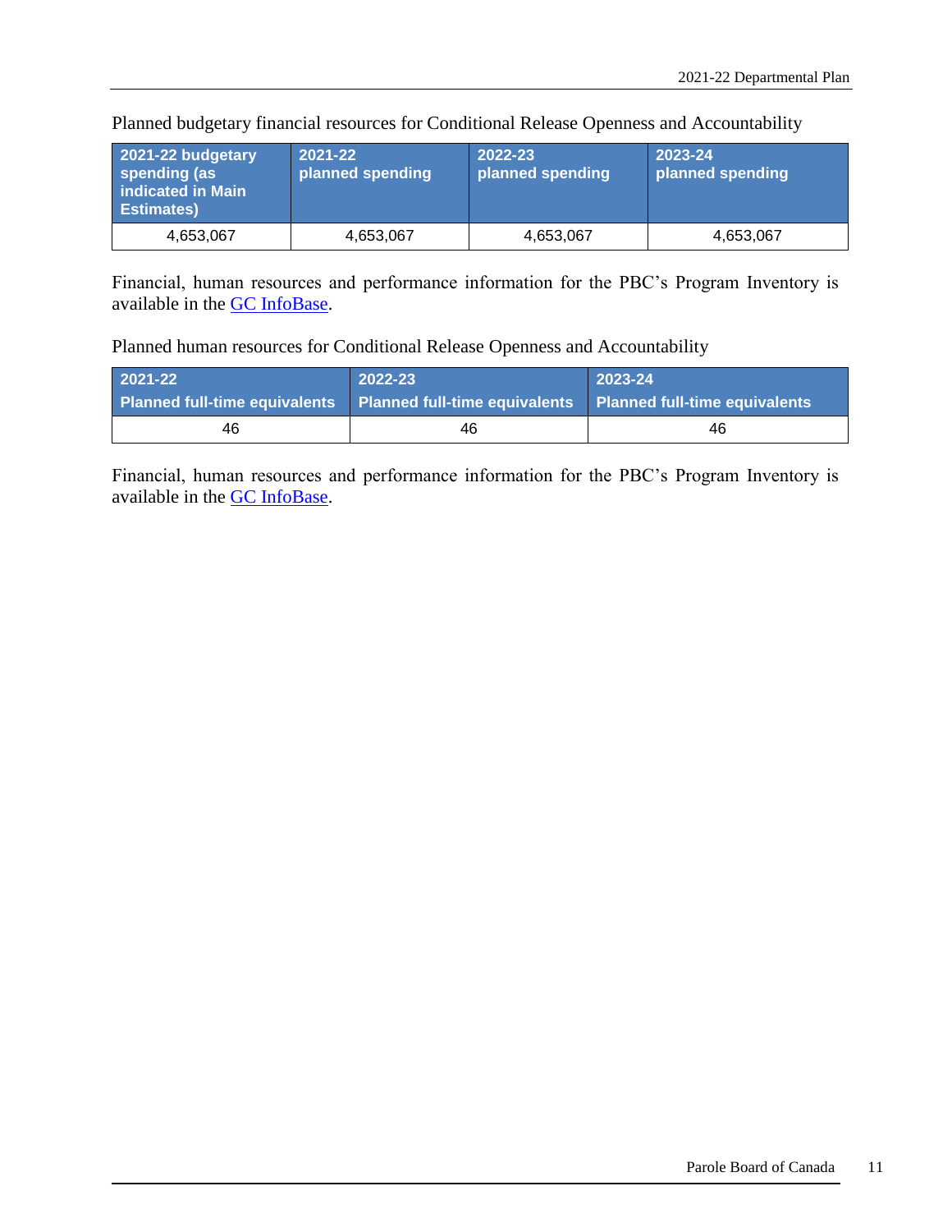Planned budgetary financial resources for Conditional Release Openness and Accountability

| 2021-22 budgetary spending (as indicated in Main Estimates) | 2021-22 planned spending | 2022-23 planned spending | 2023-24 planned spending |
|---|---|---|---|
| 4,653,067 | 4,653,067 | 4,653,067 | 4,653,067 |

Financial, human resources and performance information for the PBC's Program Inventory is available in the GC InfoBase.

Planned human resources for Conditional Release Openness and Accountability

| 2021-22 Planned full-time equivalents | 2022-23 Planned full-time equivalents | 2023-24 Planned full-time equivalents |
|---|---|---|
| 46 | 46 | 46 |

Financial, human resources and performance information for the PBC's Program Inventory is available in the GC InfoBase.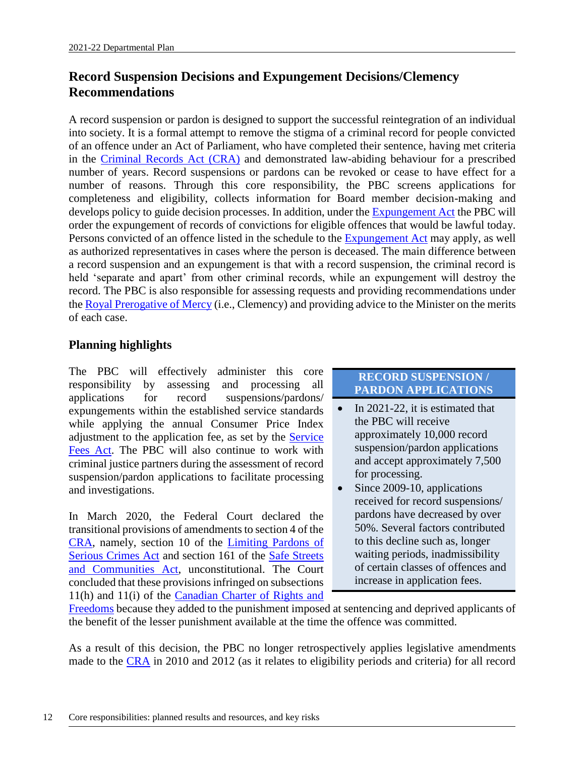## Record Suspension Decisions and Expungement Decisions/Clemency Recommendations

A record suspension or pardon is designed to support the successful reintegration of an individual into society. It is a formal attempt to remove the stigma of a criminal record for people convicted of an offence under an Act of Parliament, who have completed their sentence, having met criteria in the Criminal Records Act (CRA) and demonstrated law-abiding behaviour for a prescribed number of years. Record suspensions or pardons can be revoked or cease to have effect for a number of reasons. Through this core responsibility, the PBC screens applications for completeness and eligibility, collects information for Board member decision-making and develops policy to guide decision processes. In addition, under the Expungement Act the PBC will order the expungement of records of convictions for eligible offences that would be lawful today. Persons convicted of an offence listed in the schedule to the Expungement Act may apply, as well as authorized representatives in cases where the person is deceased. The main difference between a record suspension and an expungement is that with a record suspension, the criminal record is held 'separate and apart' from other criminal records, while an expungement will destroy the record. The PBC is also responsible for assessing requests and providing recommendations under the Royal Prerogative of Mercy (i.e., Clemency) and providing advice to the Minister on the merits of each case.

### Planning highlights

The PBC will effectively administer this core responsibility by assessing and processing all applications for record suspensions/pardons/expungements within the established service standards while applying the annual Consumer Price Index adjustment to the application fee, as set by the Service Fees Act. The PBC will also continue to work with criminal justice partners during the assessment of record suspension/pardon applications to facilitate processing and investigations.

**RECORD SUSPENSION / PARDON APPLICATIONS**

- In 2021-22, it is estimated that the PBC will receive approximately 10,000 record suspension/pardon applications and accept approximately 7,500 for processing.
- Since 2009-10, applications received for record suspensions/pardons have decreased by over 50%. Several factors contributed to this decline such as, longer waiting periods, inadmissibility of certain classes of offences and increase in application fees.

In March 2020, the Federal Court declared the transitional provisions of amendments to section 4 of the CRA, namely, section 10 of the Limiting Pardons of Serious Crimes Act and section 161 of the Safe Streets and Communities Act, unconstitutional. The Court concluded that these provisions infringed on subsections 11(h) and 11(i) of the Canadian Charter of Rights and Freedoms because they added to the punishment imposed at sentencing and deprived applicants of the benefit of the lesser punishment available at the time the offence was committed.

As a result of this decision, the PBC no longer retrospectively applies legislative amendments made to the CRA in 2010 and 2012 (as it relates to eligibility periods and criteria) for all record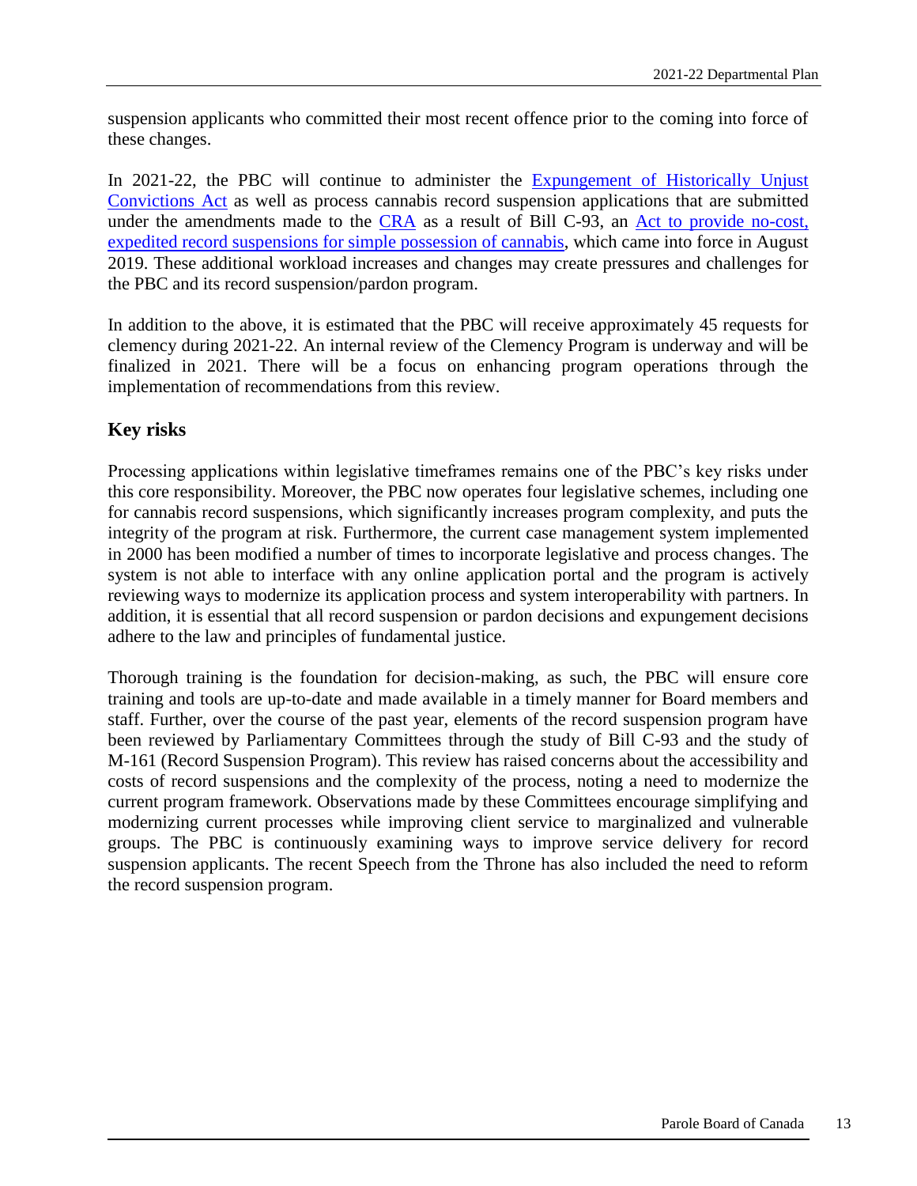suspension applicants who committed their most recent offence prior to the coming into force of these changes.

In 2021-22, the PBC will continue to administer the Expungement of Historically Unjust Convictions Act as well as process cannabis record suspension applications that are submitted under the amendments made to the CRA as a result of Bill C-93, an Act to provide no-cost, expedited record suspensions for simple possession of cannabis, which came into force in August 2019. These additional workload increases and changes may create pressures and challenges for the PBC and its record suspension/pardon program.

In addition to the above, it is estimated that the PBC will receive approximately 45 requests for clemency during 2021-22. An internal review of the Clemency Program is underway and will be finalized in 2021. There will be a focus on enhancing program operations through the implementation of recommendations from this review.

### Key risks

Processing applications within legislative timeframes remains one of the PBC's key risks under this core responsibility. Moreover, the PBC now operates four legislative schemes, including one for cannabis record suspensions, which significantly increases program complexity, and puts the integrity of the program at risk. Furthermore, the current case management system implemented in 2000 has been modified a number of times to incorporate legislative and process changes. The system is not able to interface with any online application portal and the program is actively reviewing ways to modernize its application process and system interoperability with partners. In addition, it is essential that all record suspension or pardon decisions and expungement decisions adhere to the law and principles of fundamental justice.

Thorough training is the foundation for decision-making, as such, the PBC will ensure core training and tools are up-to-date and made available in a timely manner for Board members and staff. Further, over the course of the past year, elements of the record suspension program have been reviewed by Parliamentary Committees through the study of Bill C-93 and the study of M-161 (Record Suspension Program). This review has raised concerns about the accessibility and costs of record suspensions and the complexity of the process, noting a need to modernize the current program framework. Observations made by these Committees encourage simplifying and modernizing current processes while improving client service to marginalized and vulnerable groups. The PBC is continuously examining ways to improve service delivery for record suspension applicants. The recent Speech from the Throne has also included the need to reform the record suspension program.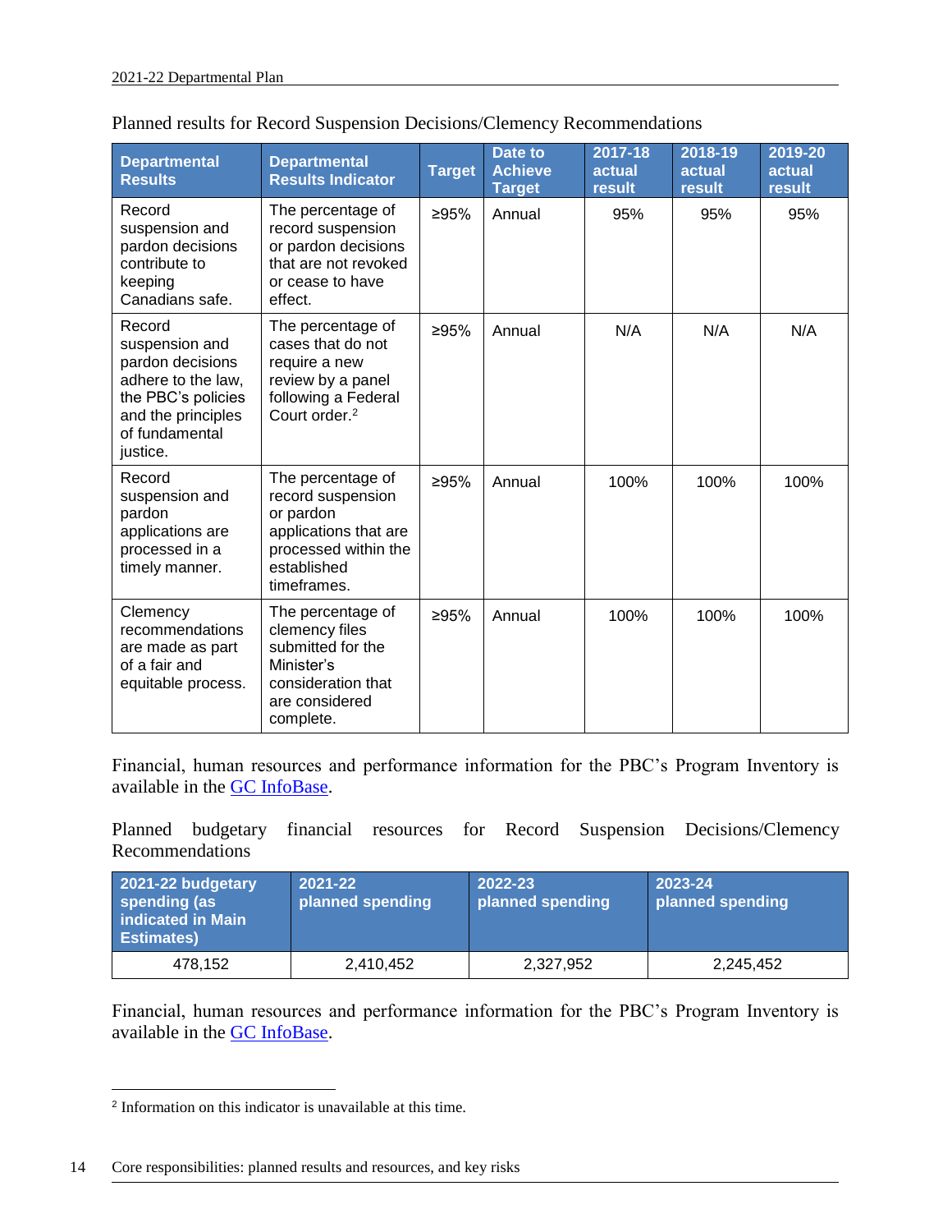Planned results for Record Suspension Decisions/Clemency Recommendations

| Departmental Results | Departmental Results Indicator | Target | Date to Achieve Target | 2017-18 actual result | 2018-19 actual result | 2019-20 actual result |
|---|---|---|---|---|---|---|
| Record suspension and pardon decisions contribute to keeping Canadians safe. | The percentage of record suspension or pardon decisions that are not revoked or cease to have effect. | ≥95% | Annual | 95% | 95% | 95% |
| Record suspension and pardon decisions adhere to the law, the PBC's policies and the principles of fundamental justice. | The percentage of cases that do not require a new review by a panel following a Federal Court order.[2] | ≥95% | Annual | N/A | N/A | N/A |
| Record suspension and pardon applications are processed in a timely manner. | The percentage of record suspension or pardon applications that are processed within the established timeframes. | ≥95% | Annual | 100% | 100% | 100% |
| Clemency recommendations are made as part of a fair and equitable process. | The percentage of clemency files submitted for the Minister's consideration that are considered complete. | ≥95% | Annual | 100% | 100% | 100% |

Financial, human resources and performance information for the PBC's Program Inventory is available in the GC InfoBase.

Planned budgetary financial resources for Record Suspension Decisions/Clemency Recommendations

| 2021-22 budgetary spending (as indicated in Main Estimates) | 2021-22 planned spending | 2022-23 planned spending | 2023-24 planned spending |
|---|---|---|---|
| 478,152 | 2,410,452 | 2,327,952 | 2,245,452 |

Financial, human resources and performance information for the PBC's Program Inventory is available in the GC InfoBase.

[2] Information on this indicator is unavailable at this time.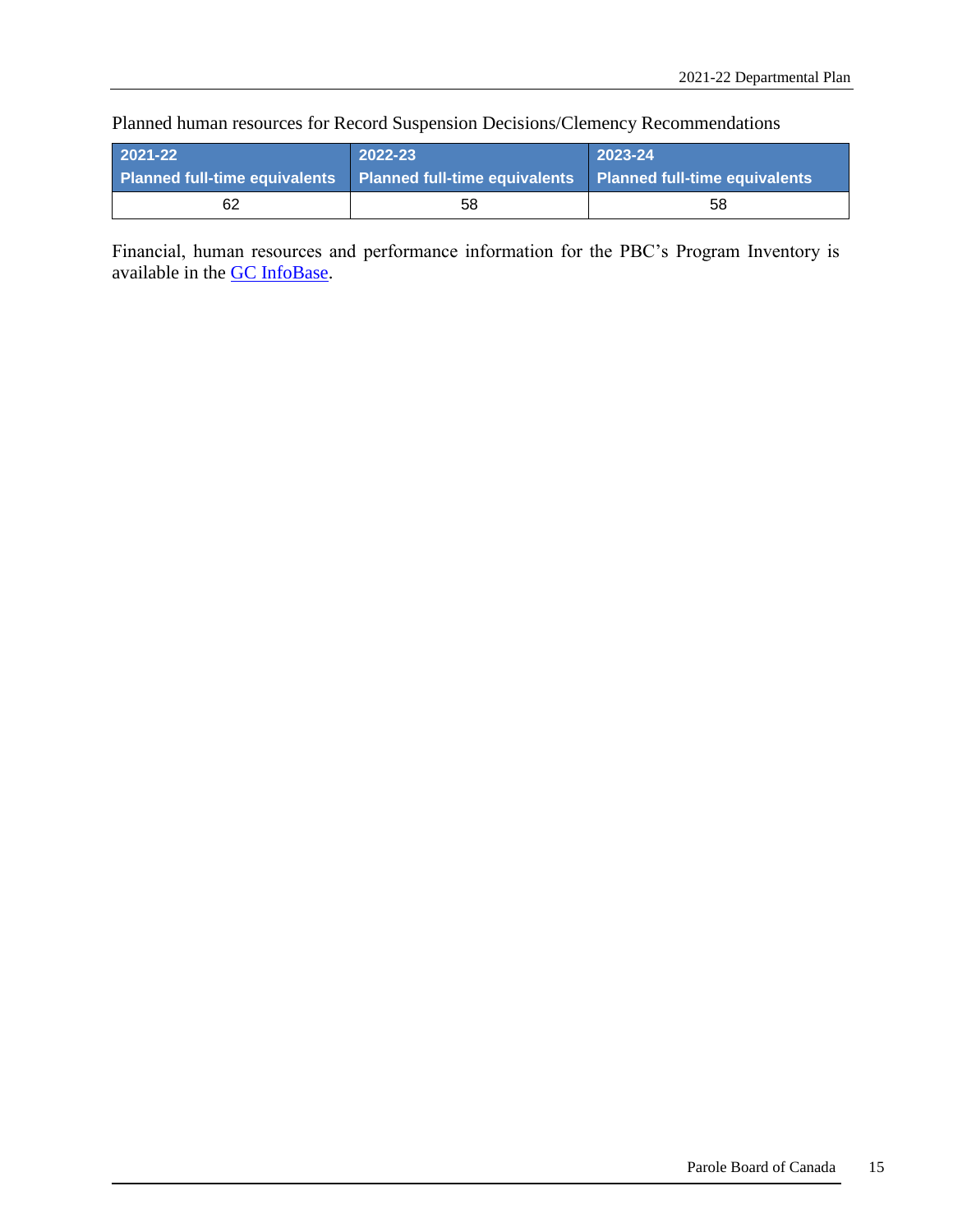Planned human resources for Record Suspension Decisions/Clemency Recommendations

| 2021-22 Planned full-time equivalents | 2022-23 Planned full-time equivalents | 2023-24 Planned full-time equivalents |
|---|---|---|
| 62 | 58 | 58 |

Financial, human resources and performance information for the PBC's Program Inventory is available in the GC InfoBase.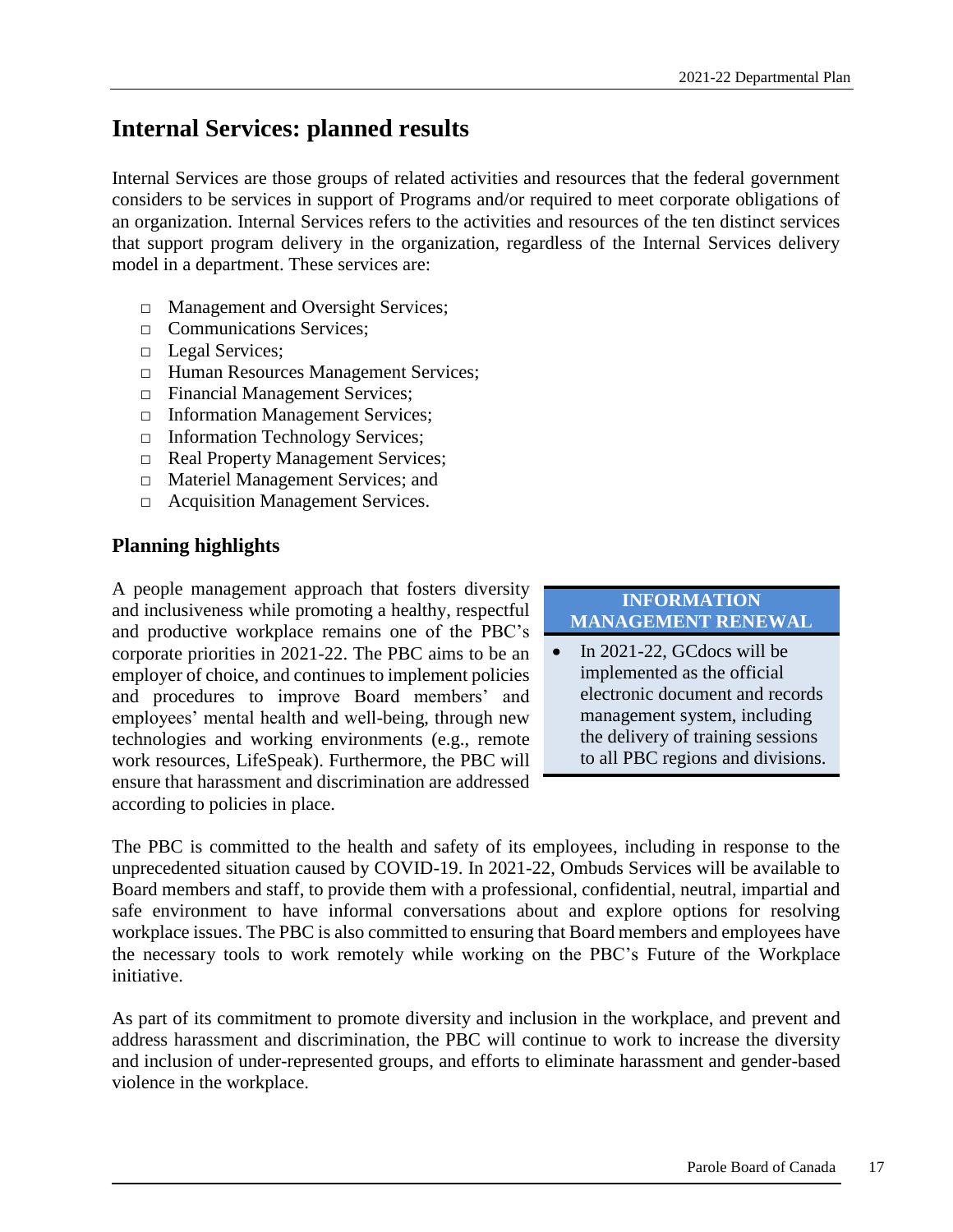## Internal Services: planned results

Internal Services are those groups of related activities and resources that the federal government considers to be services in support of Programs and/or required to meet corporate obligations of an organization. Internal Services refers to the activities and resources of the ten distinct services that support program delivery in the organization, regardless of the Internal Services delivery model in a department. These services are:

- Management and Oversight Services;
- Communications Services;
- Legal Services;
- Human Resources Management Services;
- Financial Management Services;
- Information Management Services;
- Information Technology Services;
- Real Property Management Services;
- Materiel Management Services; and
- Acquisition Management Services.

### Planning highlights

A people management approach that fosters diversity and inclusiveness while promoting a healthy, respectful and productive workplace remains one of the PBC's corporate priorities in 2021-22. The PBC aims to be an employer of choice, and continues to implement policies and procedures to improve Board members' and employees' mental health and well-being, through new technologies and working environments (e.g., remote work resources, LifeSpeak). Furthermore, the PBC will ensure that harassment and discrimination are addressed according to policies in place.

**INFORMATION MANAGEMENT RENEWAL**

- In 2021-22, GCdocs will be implemented as the official electronic document and records management system, including the delivery of training sessions to all PBC regions and divisions.

The PBC is committed to the health and safety of its employees, including in response to the unprecedented situation caused by COVID-19. In 2021-22, Ombuds Services will be available to Board members and staff, to provide them with a professional, confidential, neutral, impartial and safe environment to have informal conversations about and explore options for resolving workplace issues. The PBC is also committed to ensuring that Board members and employees have the necessary tools to work remotely while working on the PBC's Future of the Workplace initiative.

As part of its commitment to promote diversity and inclusion in the workplace, and prevent and address harassment and discrimination, the PBC will continue to work to increase the diversity and inclusion of under-represented groups, and efforts to eliminate harassment and gender-based violence in the workplace.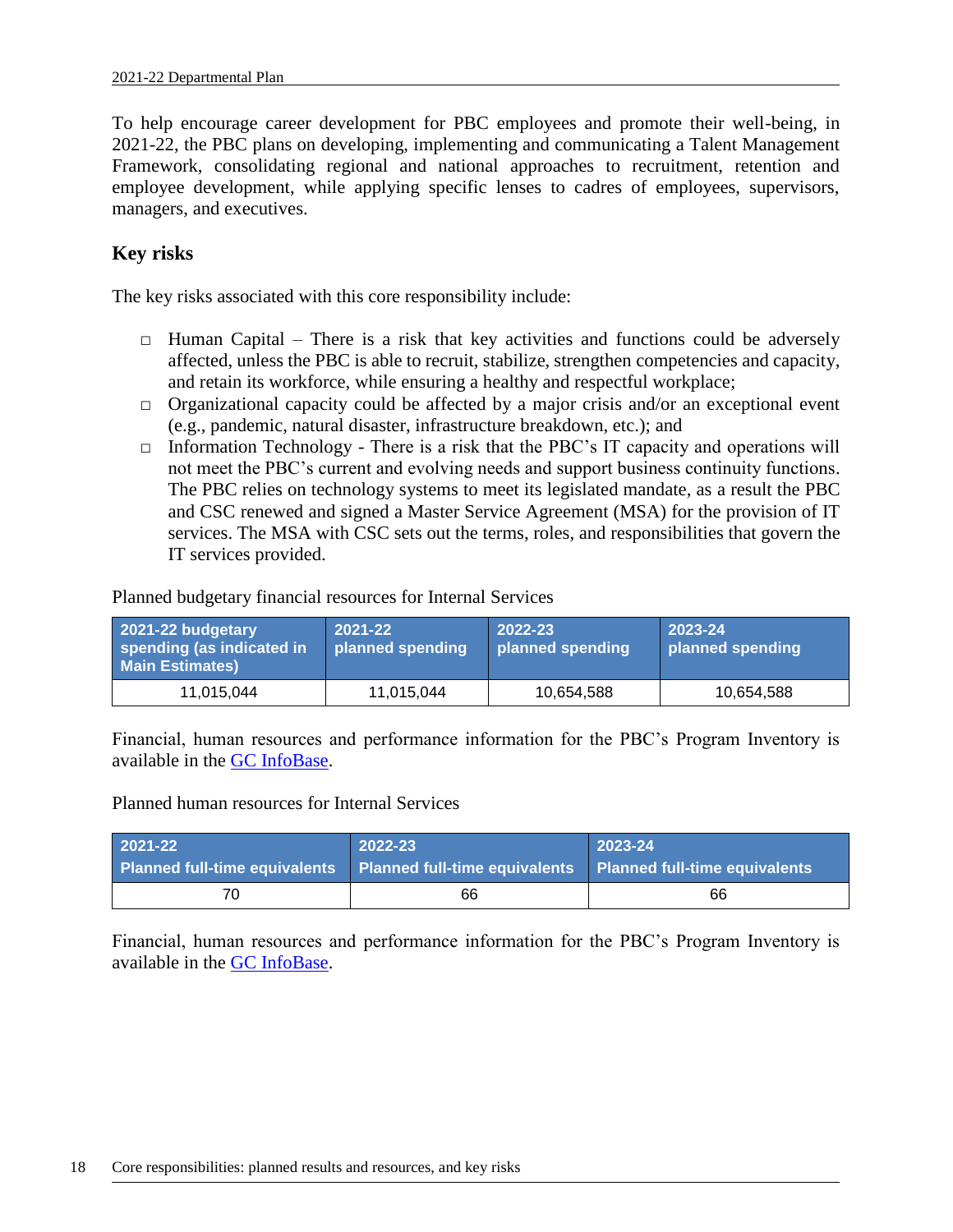To help encourage career development for PBC employees and promote their well-being, in 2021-22, the PBC plans on developing, implementing and communicating a Talent Management Framework, consolidating regional and national approaches to recruitment, retention and employee development, while applying specific lenses to cadres of employees, supervisors, managers, and executives.

## Key risks

The key risks associated with this core responsibility include:

- Human Capital – There is a risk that key activities and functions could be adversely affected, unless the PBC is able to recruit, stabilize, strengthen competencies and capacity, and retain its workforce, while ensuring a healthy and respectful workplace;
- Organizational capacity could be affected by a major crisis and/or an exceptional event (e.g., pandemic, natural disaster, infrastructure breakdown, etc.); and
- Information Technology - There is a risk that the PBC's IT capacity and operations will not meet the PBC's current and evolving needs and support business continuity functions. The PBC relies on technology systems to meet its legislated mandate, as a result the PBC and CSC renewed and signed a Master Service Agreement (MSA) for the provision of IT services. The MSA with CSC sets out the terms, roles, and responsibilities that govern the IT services provided.

Planned budgetary financial resources for Internal Services

| 2021-22 budgetary spending (as indicated in Main Estimates) | 2021-22 planned spending | 2022-23 planned spending | 2023-24 planned spending |
|---|---|---|---|
| 11,015,044 | 11,015,044 | 10,654,588 | 10,654,588 |

Financial, human resources and performance information for the PBC's Program Inventory is available in the GC InfoBase.

Planned human resources for Internal Services

| 2021-22 Planned full-time equivalents | 2022-23 Planned full-time equivalents | 2023-24 Planned full-time equivalents |
|---|---|---|
| 70 | 66 | 66 |

Financial, human resources and performance information for the PBC's Program Inventory is available in the GC InfoBase.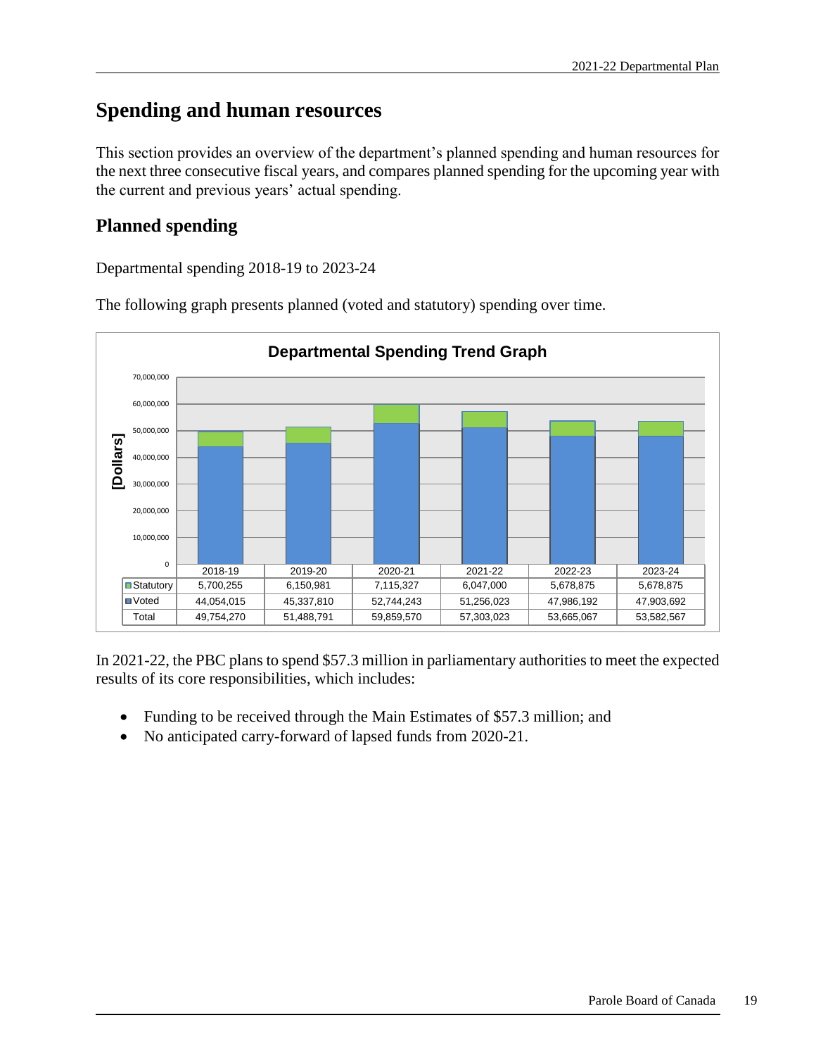## Spending and human resources

This section provides an overview of the department's planned spending and human resources for the next three consecutive fiscal years, and compares planned spending for the upcoming year with the current and previous years' actual spending.

### Planned spending

Departmental spending 2018-19 to 2023-24

The following graph presents planned (voted and statutory) spending over time.

**Departmental Spending Trend Graph**

| | 2018-19 | 2019-20 | 2020-21 | 2021-22 | 2022-23 | 2023-24 |
|---|---|---|---|---|---|---|
| Statutory | 5,700,255 | 6,150,981 | 7,115,327 | 6,047,000 | 5,678,875 | 5,678,875 |
| Voted | 44,054,015 | 45,337,810 | 52,744,243 | 51,256,023 | 47,986,192 | 47,903,692 |
| Total | 49,754,270 | 51,488,791 | 59,859,570 | 57,303,023 | 53,665,067 | 53,582,567 |

In 2021-22, the PBC plans to spend $57.3 million in parliamentary authorities to meet the expected results of its core responsibilities, which includes:

- Funding to be received through the Main Estimates of $57.3 million; and
- No anticipated carry-forward of lapsed funds from 2020-21.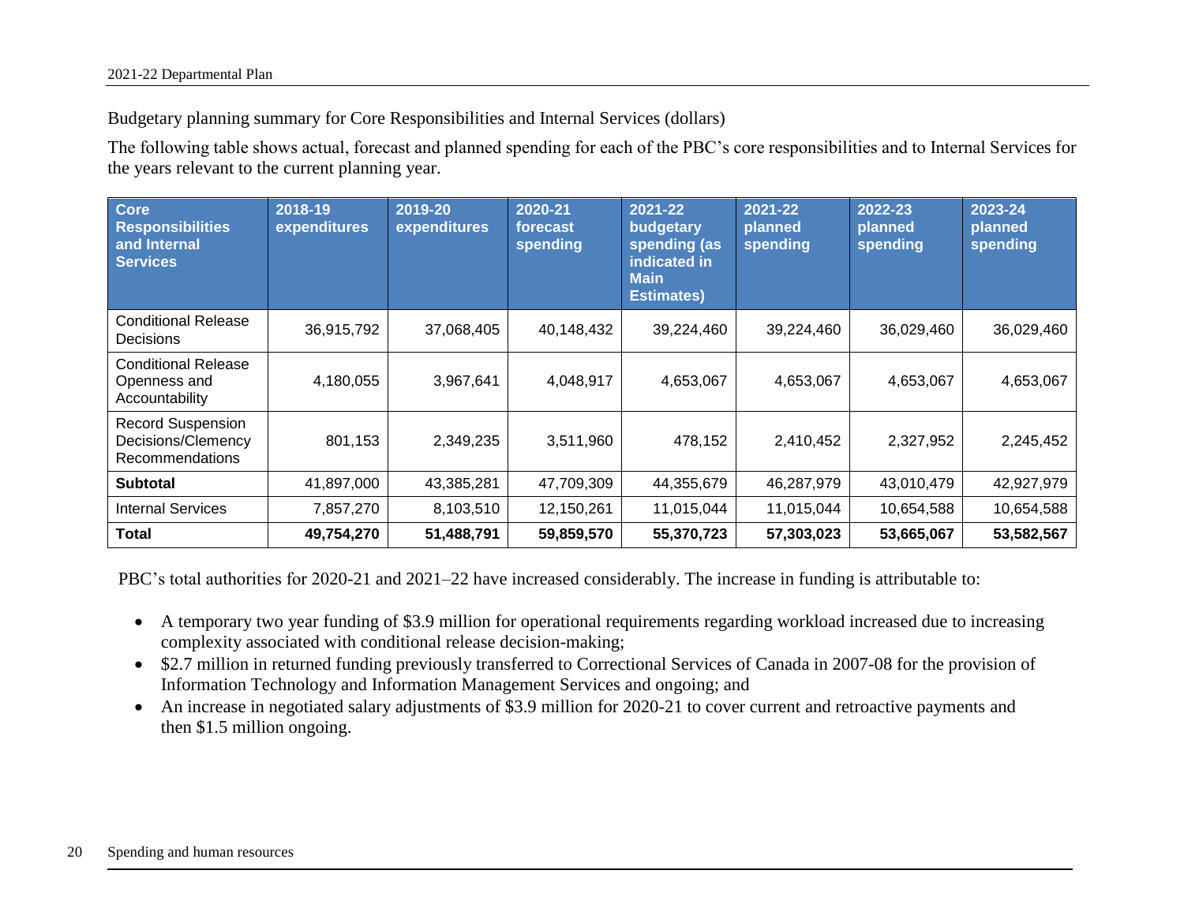Budgetary planning summary for Core Responsibilities and Internal Services (dollars)

The following table shows actual, forecast and planned spending for each of the PBC's core responsibilities and to Internal Services for the years relevant to the current planning year.

| Core Responsibilities and Internal Services | 2018-19 expenditures | 2019-20 expenditures | 2020-21 forecast spending | 2021-22 budgetary spending (as indicated in Main Estimates) | 2021-22 planned spending | 2022-23 planned spending | 2023-24 planned spending |
|---|---|---|---|---|---|---|---|
| Conditional Release Decisions | 36,915,792 | 37,068,405 | 40,148,432 | 39,224,460 | 39,224,460 | 36,029,460 | 36,029,460 |
| Conditional Release Openness and Accountability | 4,180,055 | 3,967,641 | 4,048,917 | 4,653,067 | 4,653,067 | 4,653,067 | 4,653,067 |
| Record Suspension Decisions/Clemency Recommendations | 801,153 | 2,349,235 | 3,511,960 | 478,152 | 2,410,452 | 2,327,952 | 2,245,452 |
| **Subtotal** | 41,897,000 | 43,385,281 | 47,709,309 | 44,355,679 | 46,287,979 | 43,010,479 | 42,927,979 |
| Internal Services | 7,857,270 | 8,103,510 | 12,150,261 | 11,015,044 | 11,015,044 | 10,654,588 | 10,654,588 |
| **Total** | **49,754,270** | **51,488,791** | **59,859,570** | **55,370,723** | **57,303,023** | **53,665,067** | **53,582,567** |

PBC's total authorities for 2020-21 and 2021–22 have increased considerably. The increase in funding is attributable to:

- A temporary two year funding of $3.9 million for operational requirements regarding workload increased due to increasing complexity associated with conditional release decision-making;
- $2.7 million in returned funding previously transferred to Correctional Services of Canada in 2007-08 for the provision of Information Technology and Information Management Services and ongoing; and
- An increase in negotiated salary adjustments of $3.9 million for 2020-21 to cover current and retroactive payments and then $1.5 million ongoing.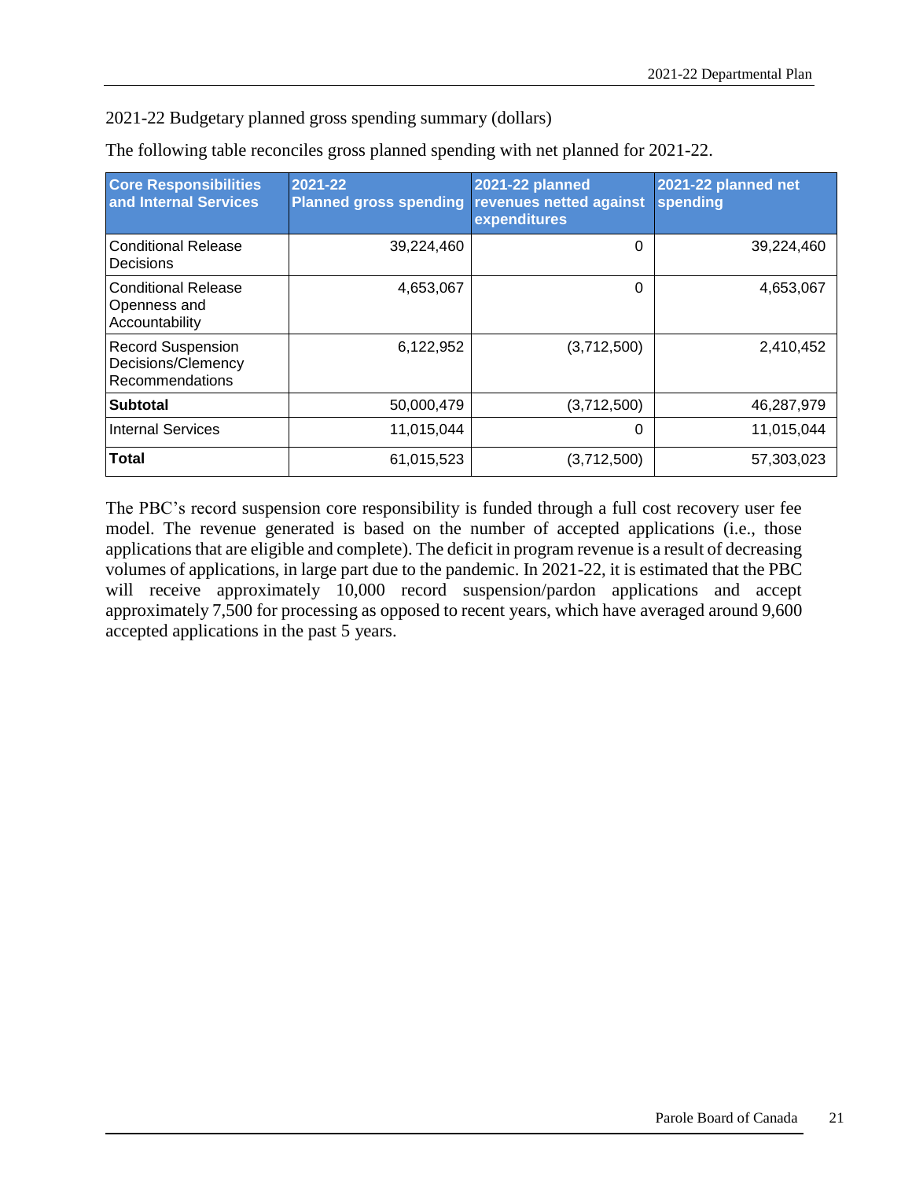2021-22 Budgetary planned gross spending summary (dollars)

The following table reconciles gross planned spending with net planned for 2021-22.

| Core Responsibilities and Internal Services | 2021-22 Planned gross spending | 2021-22 planned revenues netted against expenditures | 2021-22 planned net spending |
|---|---|---|---|
| Conditional Release Decisions | 39,224,460 | 0 | 39,224,460 |
| Conditional Release Openness and Accountability | 4,653,067 | 0 | 4,653,067 |
| Record Suspension Decisions/Clemency Recommendations | 6,122,952 | (3,712,500) | 2,410,452 |
| **Subtotal** | 50,000,479 | (3,712,500) | 46,287,979 |
| Internal Services | 11,015,044 | 0 | 11,015,044 |
| **Total** | 61,015,523 | (3,712,500) | 57,303,023 |

The PBC's record suspension core responsibility is funded through a full cost recovery user fee model. The revenue generated is based on the number of accepted applications (i.e., those applications that are eligible and complete). The deficit in program revenue is a result of decreasing volumes of applications, in large part due to the pandemic. In 2021-22, it is estimated that the PBC will receive approximately 10,000 record suspension/pardon applications and accept approximately 7,500 for processing as opposed to recent years, which have averaged around 9,600 accepted applications in the past 5 years.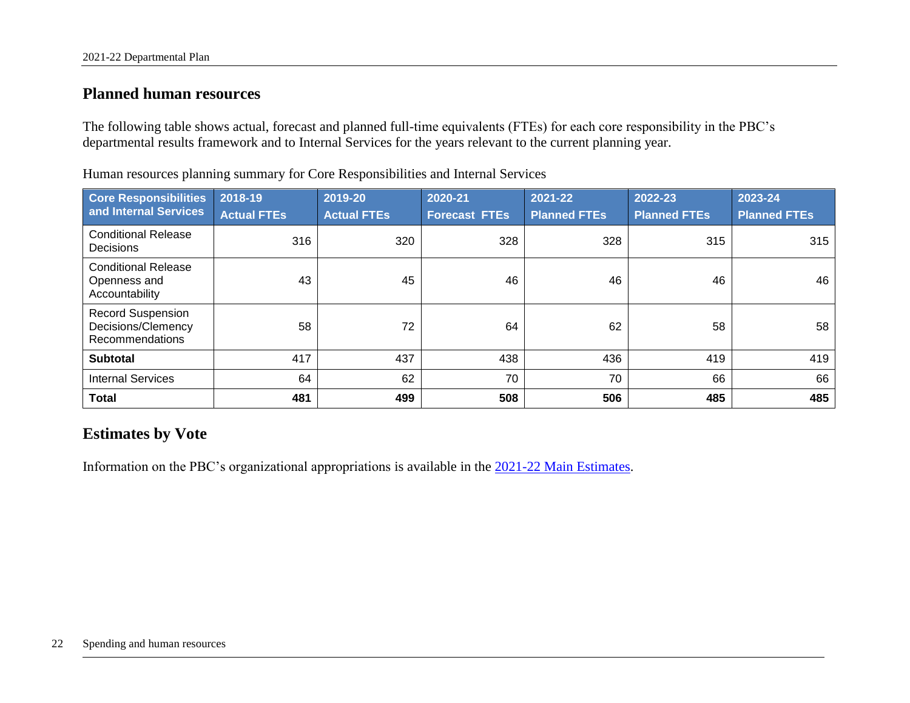## Planned human resources

The following table shows actual, forecast and planned full-time equivalents (FTEs) for each core responsibility in the PBC's departmental results framework and to Internal Services for the years relevant to the current planning year.

Human resources planning summary for Core Responsibilities and Internal Services

| Core Responsibilities and Internal Services | 2018-19 Actual FTEs | 2019-20 Actual FTEs | 2020-21 Forecast FTEs | 2021-22 Planned FTEs | 2022-23 Planned FTEs | 2023-24 Planned FTEs |
|---|---|---|---|---|---|---|
| Conditional Release Decisions | 316 | 320 | 328 | 328 | 315 | 315 |
| Conditional Release Openness and Accountability | 43 | 45 | 46 | 46 | 46 | 46 |
| Record Suspension Decisions/Clemency Recommendations | 58 | 72 | 64 | 62 | 58 | 58 |
| **Subtotal** | 417 | 437 | 438 | 436 | 419 | 419 |
| Internal Services | 64 | 62 | 70 | 70 | 66 | 66 |
| **Total** | **481** | **499** | **508** | **506** | **485** | **485** |

## Estimates by Vote

Information on the PBC's organizational appropriations is available in the 2021-22 Main Estimates.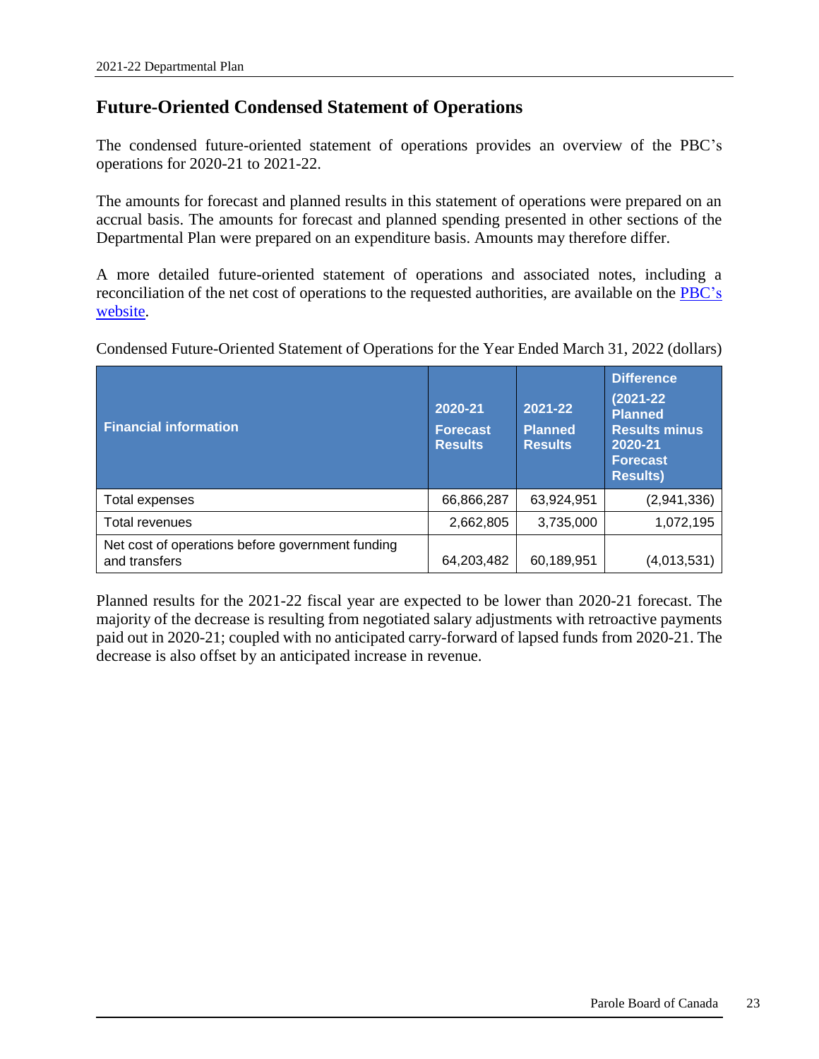## Future-Oriented Condensed Statement of Operations

The condensed future-oriented statement of operations provides an overview of the PBC's operations for 2020-21 to 2021-22.

The amounts for forecast and planned results in this statement of operations were prepared on an accrual basis. The amounts for forecast and planned spending presented in other sections of the Departmental Plan were prepared on an expenditure basis. Amounts may therefore differ.

A more detailed future-oriented statement of operations and associated notes, including a reconciliation of the net cost of operations to the requested authorities, are available on the PBC's website.

Condensed Future-Oriented Statement of Operations for the Year Ended March 31, 2022 (dollars)

| Financial information | 2020-21 Forecast Results | 2021-22 Planned Results | Difference (2021-22 Planned Results minus 2020-21 Forecast Results) |
|---|---|---|---|
| Total expenses | 66,866,287 | 63,924,951 | (2,941,336) |
| Total revenues | 2,662,805 | 3,735,000 | 1,072,195 |
| Net cost of operations before government funding and transfers | 64,203,482 | 60,189,951 | (4,013,531) |

Planned results for the 2021-22 fiscal year are expected to be lower than 2020-21 forecast. The majority of the decrease is resulting from negotiated salary adjustments with retroactive payments paid out in 2020-21; coupled with no anticipated carry-forward of lapsed funds from 2020-21. The decrease is also offset by an anticipated increase in revenue.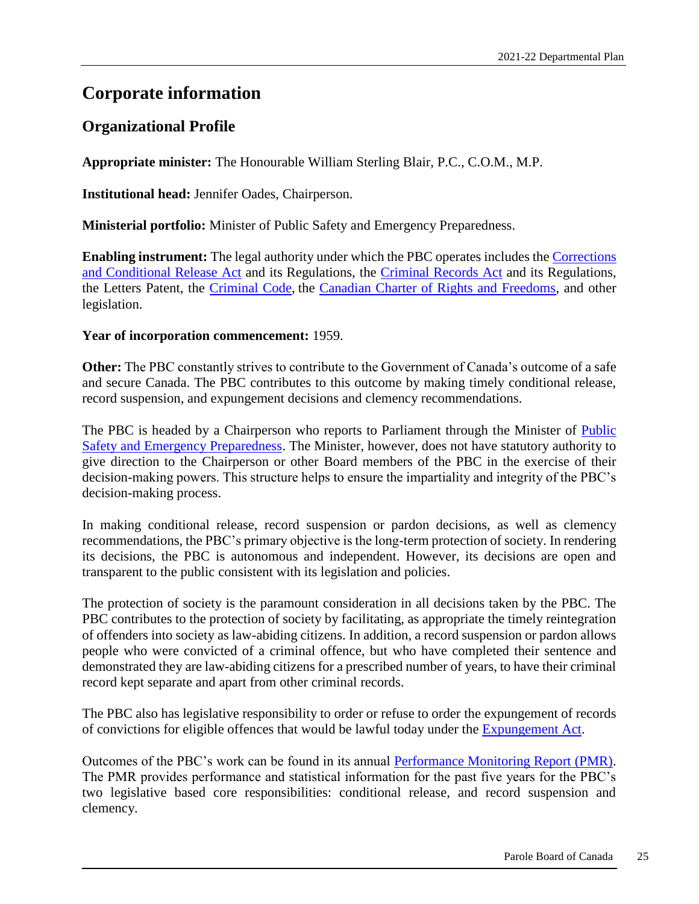# Corporate information

## Organizational Profile

**Appropriate minister:** The Honourable William Sterling Blair, P.C., C.O.M., M.P.

**Institutional head:** Jennifer Oades, Chairperson.

**Ministerial portfolio:** Minister of Public Safety and Emergency Preparedness.

**Enabling instrument:** The legal authority under which the PBC operates includes the Corrections and Conditional Release Act and its Regulations, the Criminal Records Act and its Regulations, the Letters Patent, the Criminal Code, the Canadian Charter of Rights and Freedoms, and other legislation.

**Year of incorporation commencement:** 1959.

**Other:** The PBC constantly strives to contribute to the Government of Canada's outcome of a safe and secure Canada. The PBC contributes to this outcome by making timely conditional release, record suspension, and expungement decisions and clemency recommendations.

The PBC is headed by a Chairperson who reports to Parliament through the Minister of Public Safety and Emergency Preparedness. The Minister, however, does not have statutory authority to give direction to the Chairperson or other Board members of the PBC in the exercise of their decision-making powers. This structure helps to ensure the impartiality and integrity of the PBC's decision-making process.

In making conditional release, record suspension or pardon decisions, as well as clemency recommendations, the PBC's primary objective is the long-term protection of society. In rendering its decisions, the PBC is autonomous and independent. However, its decisions are open and transparent to the public consistent with its legislation and policies.

The protection of society is the paramount consideration in all decisions taken by the PBC. The PBC contributes to the protection of society by facilitating, as appropriate the timely reintegration of offenders into society as law-abiding citizens. In addition, a record suspension or pardon allows people who were convicted of a criminal offence, but who have completed their sentence and demonstrated they are law-abiding citizens for a prescribed number of years, to have their criminal record kept separate and apart from other criminal records.

The PBC also has legislative responsibility to order or refuse to order the expungement of records of convictions for eligible offences that would be lawful today under the Expungement Act.

Outcomes of the PBC's work can be found in its annual Performance Monitoring Report (PMR). The PMR provides performance and statistical information for the past five years for the PBC's two legislative based core responsibilities: conditional release, and record suspension and clemency.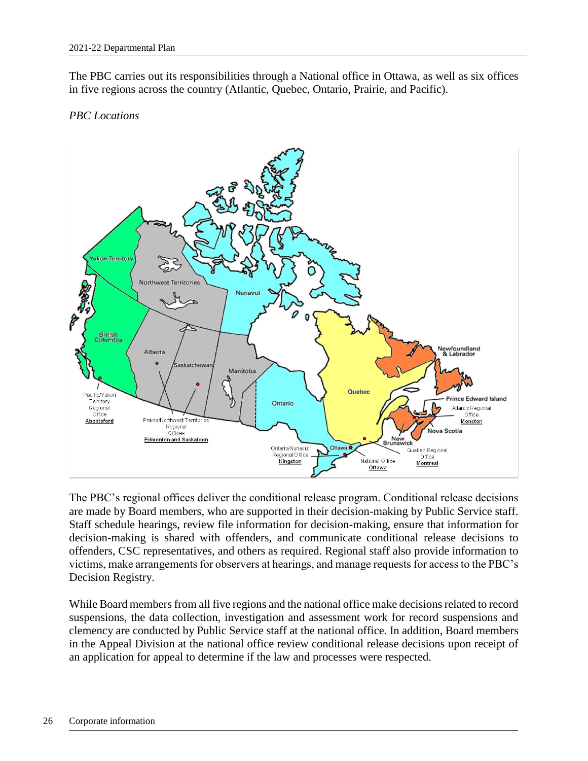The PBC carries out its responsibilities through a National office in Ottawa, as well as six offices in five regions across the country (Atlantic, Quebec, Ontario, Prairie, and Pacific).

*PBC Locations*

The PBC's regional offices deliver the conditional release program. Conditional release decisions are made by Board members, who are supported in their decision-making by Public Service staff. Staff schedule hearings, review file information for decision-making, ensure that information for decision-making is shared with offenders, and communicate conditional release decisions to offenders, CSC representatives, and others as required. Regional staff also provide information to victims, make arrangements for observers at hearings, and manage requests for access to the PBC's Decision Registry.

While Board members from all five regions and the national office make decisions related to record suspensions, the data collection, investigation and assessment work for record suspensions and clemency are conducted by Public Service staff at the national office. In addition, Board members in the Appeal Division at the national office review conditional release decisions upon receipt of an application for appeal to determine if the law and processes were respected.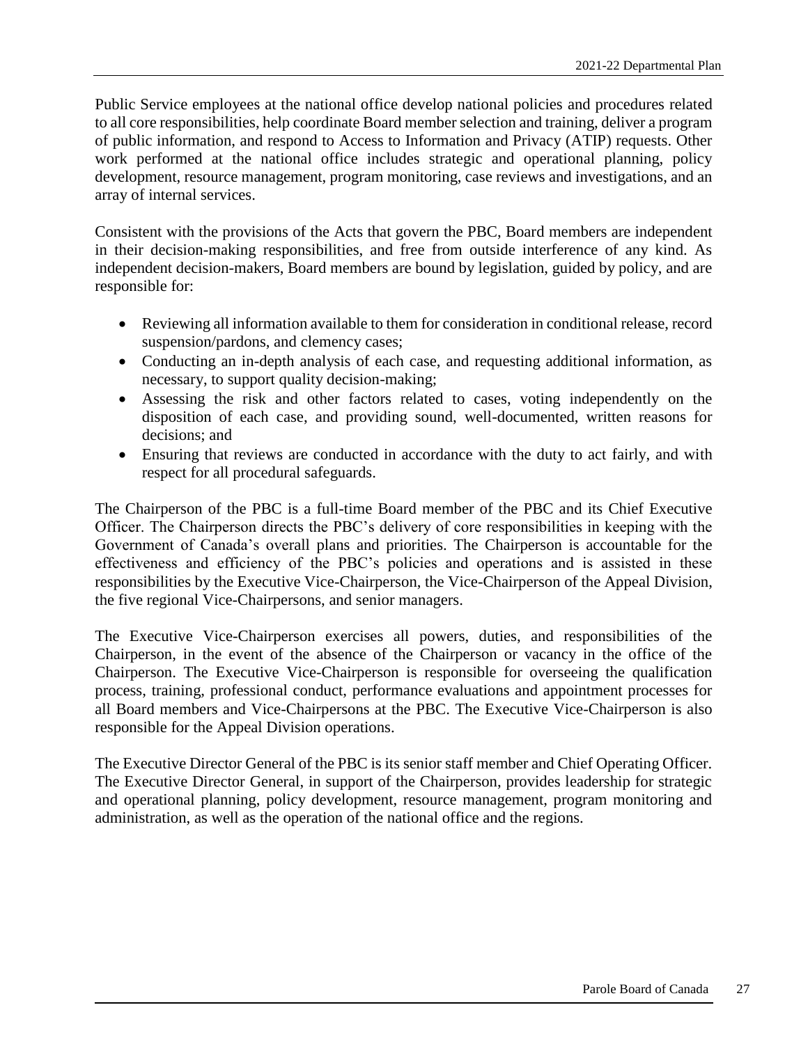Public Service employees at the national office develop national policies and procedures related to all core responsibilities, help coordinate Board member selection and training, deliver a program of public information, and respond to Access to Information and Privacy (ATIP) requests. Other work performed at the national office includes strategic and operational planning, policy development, resource management, program monitoring, case reviews and investigations, and an array of internal services.

Consistent with the provisions of the Acts that govern the PBC, Board members are independent in their decision-making responsibilities, and free from outside interference of any kind. As independent decision-makers, Board members are bound by legislation, guided by policy, and are responsible for:

- Reviewing all information available to them for consideration in conditional release, record suspension/pardons, and clemency cases;
- Conducting an in-depth analysis of each case, and requesting additional information, as necessary, to support quality decision-making;
- Assessing the risk and other factors related to cases, voting independently on the disposition of each case, and providing sound, well-documented, written reasons for decisions; and
- Ensuring that reviews are conducted in accordance with the duty to act fairly, and with respect for all procedural safeguards.

The Chairperson of the PBC is a full-time Board member of the PBC and its Chief Executive Officer. The Chairperson directs the PBC's delivery of core responsibilities in keeping with the Government of Canada's overall plans and priorities. The Chairperson is accountable for the effectiveness and efficiency of the PBC's policies and operations and is assisted in these responsibilities by the Executive Vice-Chairperson, the Vice-Chairperson of the Appeal Division, the five regional Vice-Chairpersons, and senior managers.

The Executive Vice-Chairperson exercises all powers, duties, and responsibilities of the Chairperson, in the event of the absence of the Chairperson or vacancy in the office of the Chairperson. The Executive Vice-Chairperson is responsible for overseeing the qualification process, training, professional conduct, performance evaluations and appointment processes for all Board members and Vice-Chairpersons at the PBC. The Executive Vice-Chairperson is also responsible for the Appeal Division operations.

The Executive Director General of the PBC is its senior staff member and Chief Operating Officer. The Executive Director General, in support of the Chairperson, provides leadership for strategic and operational planning, policy development, resource management, program monitoring and administration, as well as the operation of the national office and the regions.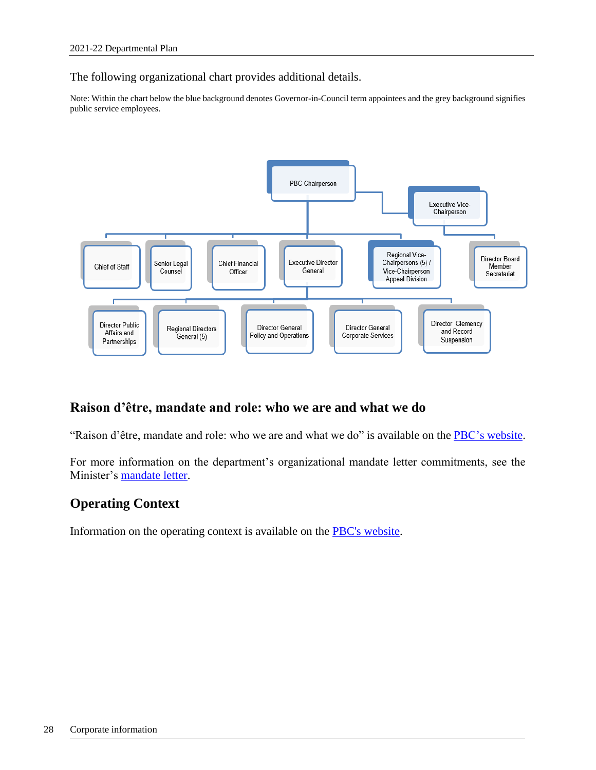The following organizational chart provides additional details.

Note: Within the chart below the blue background denotes Governor-in-Council term appointees and the grey background signifies public service employees.

- PBC Chairperson
  - Executive Vice-Chairperson
    - Director Board Member Secretariat
  - Chief of Staff
  - Senior Legal Counsel
  - Chief Financial Officer
  - Executive Director General
    - Director Public Affairs and Partnerships
    - Regional Directors General (5)
    - Director General Policy and Operations
    - Director General Corporate Services
    - Director Clemency and Record Suspension
  - Regional Vice-Chairpersons (5) / Vice-Chairperson Appeal Division

## Raison d'être, mandate and role: who we are and what we do

"Raison d'être, mandate and role: who we are and what we do" is available on the PBC's website.

For more information on the department's organizational mandate letter commitments, see the Minister's mandate letter.

## Operating Context

Information on the operating context is available on the PBC's website.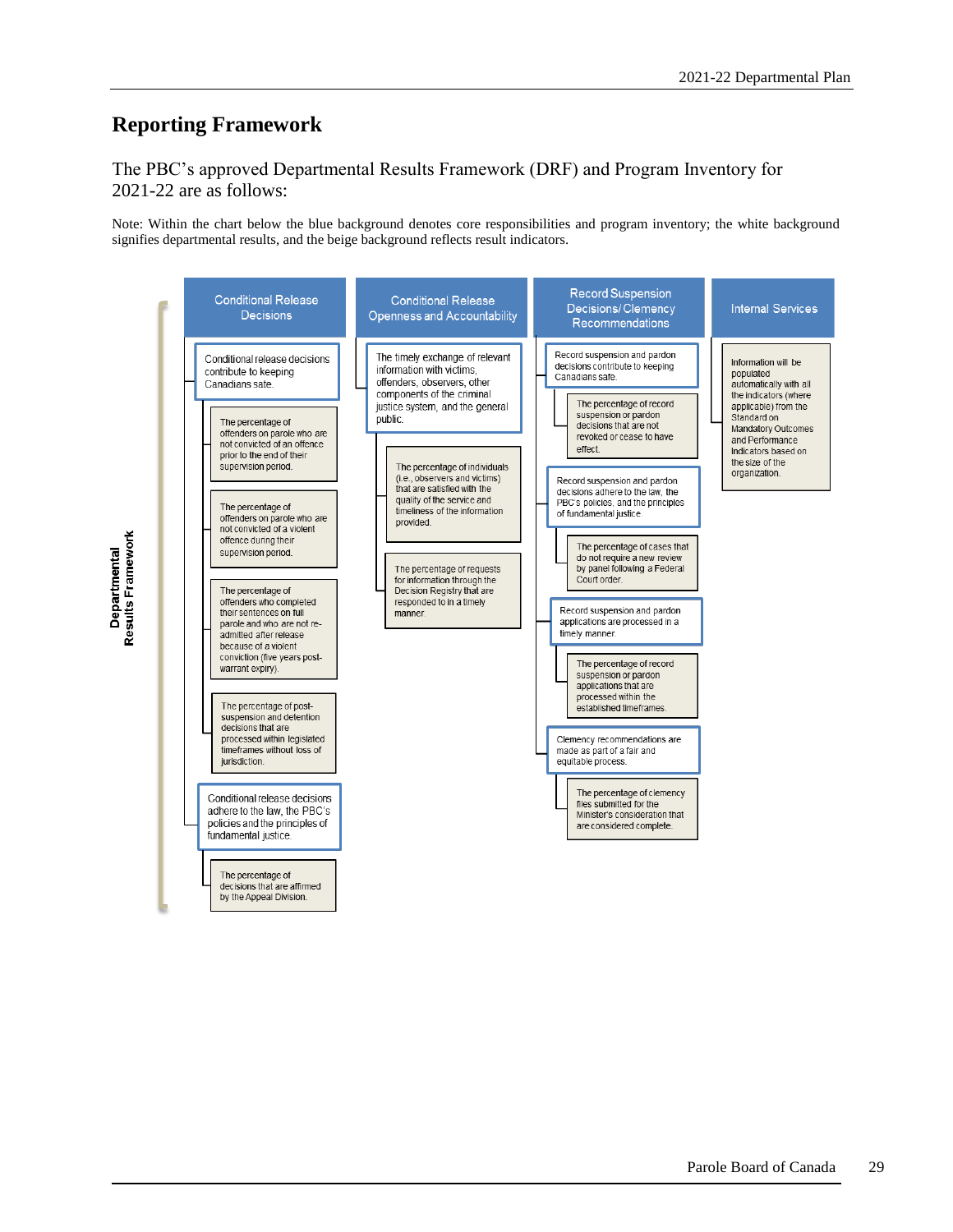## Reporting Framework

The PBC's approved Departmental Results Framework (DRF) and Program Inventory for 2021-22 are as follows:

Note: Within the chart below the blue background denotes core responsibilities and program inventory; the white background signifies departmental results, and the beige background reflects result indicators.

**Departmental Results Framework**

**Conditional Release Decisions**

- Conditional release decisions contribute to keeping Canadians safe.
  - The percentage of offenders on parole who are not convicted of an offence prior to the end of their supervision period.
  - The percentage of offenders on parole who are not convicted of a violent offence during their supervision period.
  - The percentage of offenders who completed their sentences on full parole and who are not re-admitted after release because of a violent conviction (five years post-warrant expiry).
  - The percentage of post-suspension and detention decisions that are processed within legislated timeframes without loss of jurisdiction.
- Conditional release decisions adhere to the law, the PBC's policies and the principles of fundamental justice.
  - The percentage of decisions that are affirmed by the Appeal Division.

**Conditional Release Openness and Accountability**

- The timely exchange of relevant information with victims, offenders, observers, other components of the criminal justice system, and the general public.
  - The percentage of individuals (i.e., observers and victims) that are satisfied with the quality of the service and timeliness of the information provided.
  - The percentage of requests for information through the Decision Registry that are responded to in a timely manner.

**Record Suspension Decisions/ Clemency Recommendations**

- Record suspension and pardon decisions contribute to keeping Canadians safe.
  - The percentage of record suspension or pardon decisions that are not revoked or cease to have effect.
- Record suspension and pardon decisions adhere to the law, the PBC's policies, and the principles of fundamental justice.
  - The percentage of cases that do not require a new review by panel following a Federal Court order.
- Record suspension and pardon applications are processed in a timely manner.
  - The percentage of record suspension or pardon applications that are processed within the established timeframes.
- Clemency recommendations are made as part of a fair and equitable process.
  - The percentage of clemency files submitted for the Minister's consideration that are considered complete.

**Internal Services**

- Information will be populated automatically with all the indicators (where applicable) from the Standard on Mandatory Outcomes and Performance Indicators based on the size of the organization.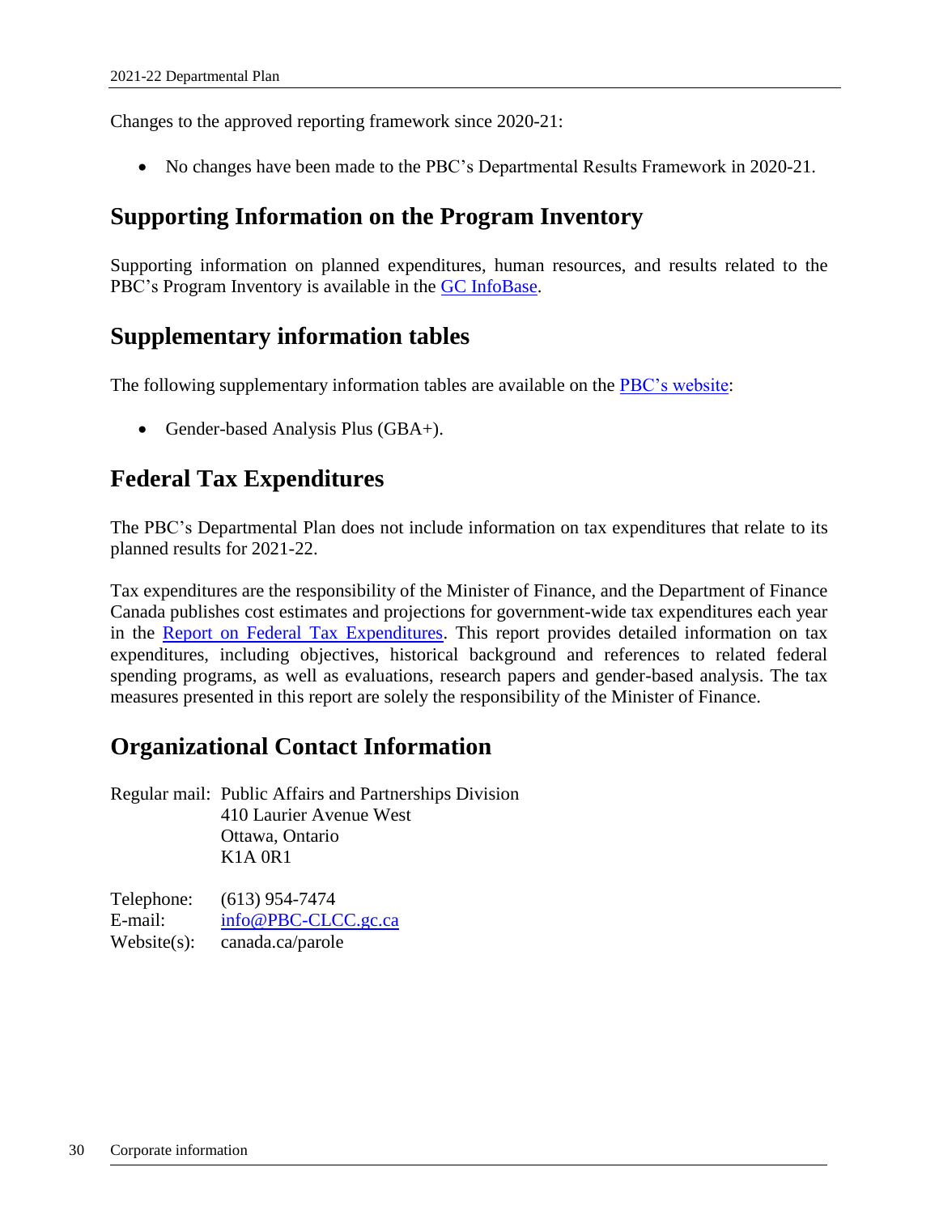Changes to the approved reporting framework since 2020-21:

- No changes have been made to the PBC's Departmental Results Framework in 2020-21.

## Supporting Information on the Program Inventory

Supporting information on planned expenditures, human resources, and results related to the PBC's Program Inventory is available in the GC InfoBase.

## Supplementary information tables

The following supplementary information tables are available on the PBC's website:

- Gender-based Analysis Plus (GBA+).

## Federal Tax Expenditures

The PBC's Departmental Plan does not include information on tax expenditures that relate to its planned results for 2021-22.

Tax expenditures are the responsibility of the Minister of Finance, and the Department of Finance Canada publishes cost estimates and projections for government-wide tax expenditures each year in the Report on Federal Tax Expenditures. This report provides detailed information on tax expenditures, including objectives, historical background and references to related federal spending programs, as well as evaluations, research papers and gender-based analysis. The tax measures presented in this report are solely the responsibility of the Minister of Finance.

## Organizational Contact Information

Regular mail: Public Affairs and Partnerships Division
410 Laurier Avenue West
Ottawa, Ontario
K1A 0R1

Telephone: (613) 954-7474
E-mail: info@PBC-CLCC.gc.ca
Website(s): canada.ca/parole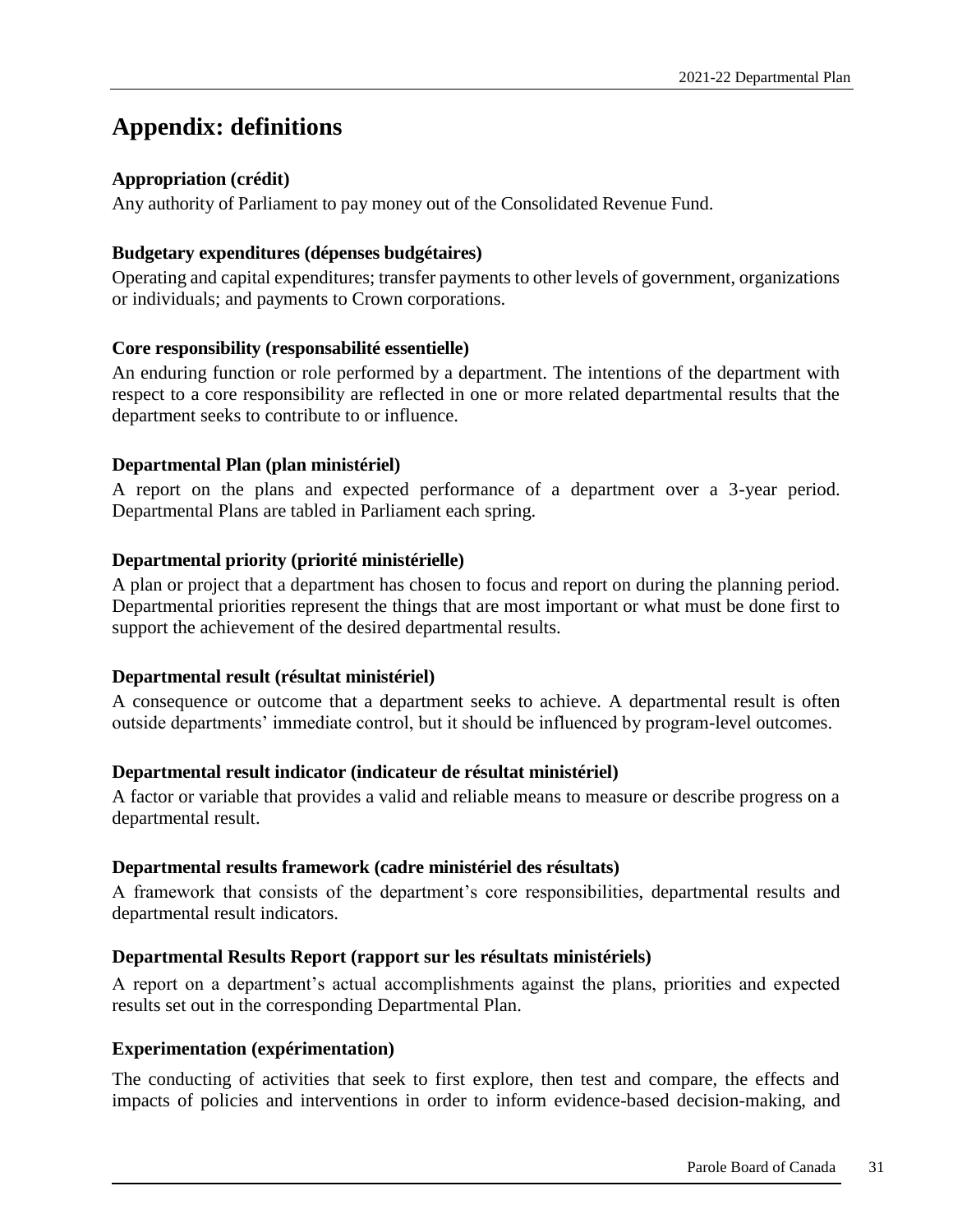# Appendix: definitions

**Appropriation (crédit)**

Any authority of Parliament to pay money out of the Consolidated Revenue Fund.

**Budgetary expenditures (dépenses budgétaires)**

Operating and capital expenditures; transfer payments to other levels of government, organizations or individuals; and payments to Crown corporations.

**Core responsibility (responsabilité essentielle)**

An enduring function or role performed by a department. The intentions of the department with respect to a core responsibility are reflected in one or more related departmental results that the department seeks to contribute to or influence.

**Departmental Plan (plan ministériel)**

A report on the plans and expected performance of a department over a 3-year period. Departmental Plans are tabled in Parliament each spring.

**Departmental priority (priorité ministérielle)**

A plan or project that a department has chosen to focus and report on during the planning period. Departmental priorities represent the things that are most important or what must be done first to support the achievement of the desired departmental results.

**Departmental result (résultat ministériel)**

A consequence or outcome that a department seeks to achieve. A departmental result is often outside departments' immediate control, but it should be influenced by program-level outcomes.

**Departmental result indicator (indicateur de résultat ministériel)**

A factor or variable that provides a valid and reliable means to measure or describe progress on a departmental result.

**Departmental results framework (cadre ministériel des résultats)**

A framework that consists of the department's core responsibilities, departmental results and departmental result indicators.

**Departmental Results Report (rapport sur les résultats ministériels)**

A report on a department's actual accomplishments against the plans, priorities and expected results set out in the corresponding Departmental Plan.

**Experimentation (expérimentation)**

The conducting of activities that seek to first explore, then test and compare, the effects and impacts of policies and interventions in order to inform evidence-based decision-making, and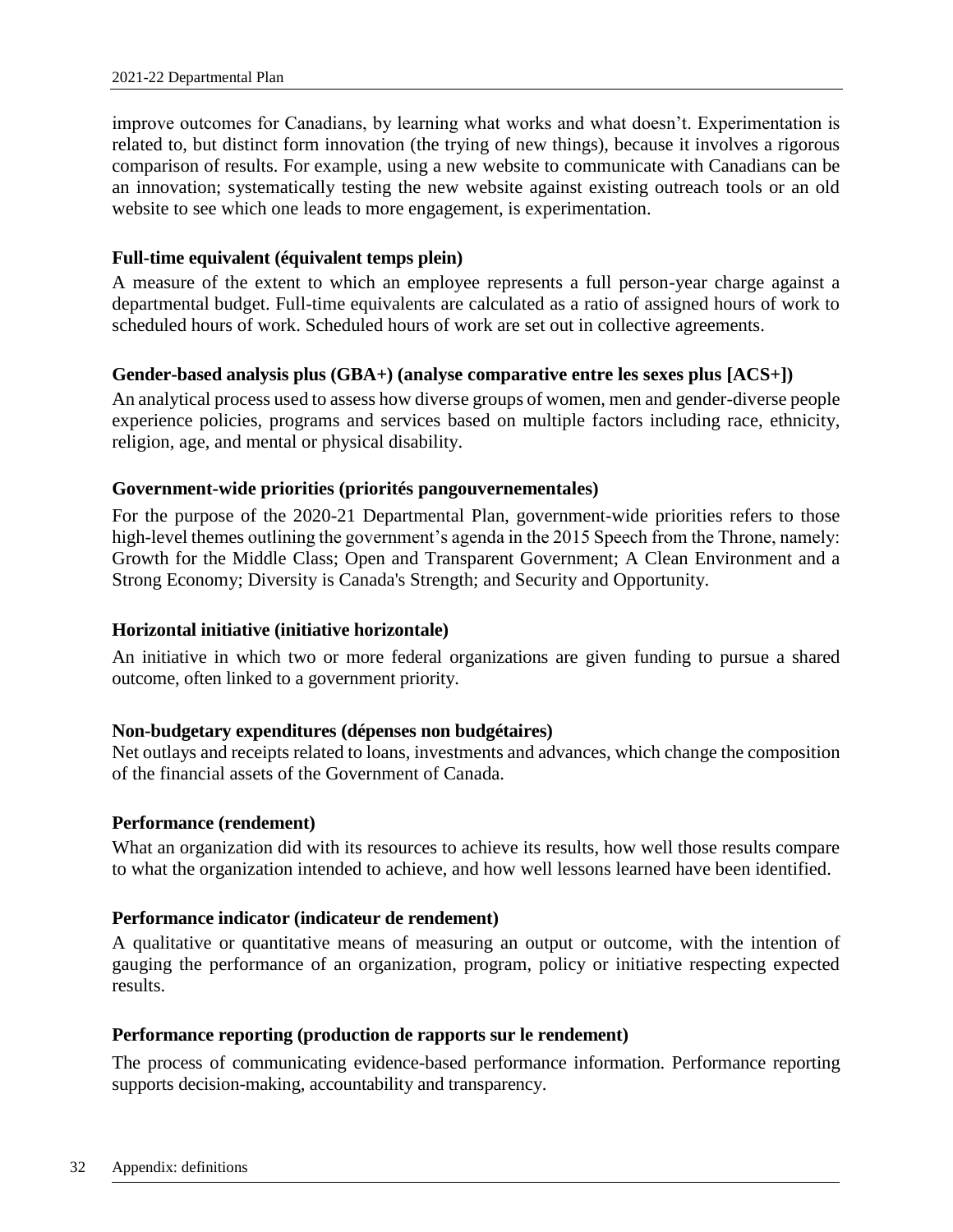improve outcomes for Canadians, by learning what works and what doesn't. Experimentation is related to, but distinct form innovation (the trying of new things), because it involves a rigorous comparison of results. For example, using a new website to communicate with Canadians can be an innovation; systematically testing the new website against existing outreach tools or an old website to see which one leads to more engagement, is experimentation.

**Full-time equivalent (équivalent temps plein)**

A measure of the extent to which an employee represents a full person-year charge against a departmental budget. Full-time equivalents are calculated as a ratio of assigned hours of work to scheduled hours of work. Scheduled hours of work are set out in collective agreements.

**Gender-based analysis plus (GBA+) (analyse comparative entre les sexes plus [ACS+])**

An analytical process used to assess how diverse groups of women, men and gender-diverse people experience policies, programs and services based on multiple factors including race, ethnicity, religion, age, and mental or physical disability.

**Government-wide priorities (priorités pangouvernementales)**

For the purpose of the 2020-21 Departmental Plan, government-wide priorities refers to those high-level themes outlining the government's agenda in the 2015 Speech from the Throne, namely: Growth for the Middle Class; Open and Transparent Government; A Clean Environment and a Strong Economy; Diversity is Canada's Strength; and Security and Opportunity.

**Horizontal initiative (initiative horizontale)**

An initiative in which two or more federal organizations are given funding to pursue a shared outcome, often linked to a government priority.

**Non-budgetary expenditures (dépenses non budgétaires)**

Net outlays and receipts related to loans, investments and advances, which change the composition of the financial assets of the Government of Canada.

**Performance (rendement)**

What an organization did with its resources to achieve its results, how well those results compare to what the organization intended to achieve, and how well lessons learned have been identified.

**Performance indicator (indicateur de rendement)**

A qualitative or quantitative means of measuring an output or outcome, with the intention of gauging the performance of an organization, program, policy or initiative respecting expected results.

**Performance reporting (production de rapports sur le rendement)**

The process of communicating evidence-based performance information. Performance reporting supports decision-making, accountability and transparency.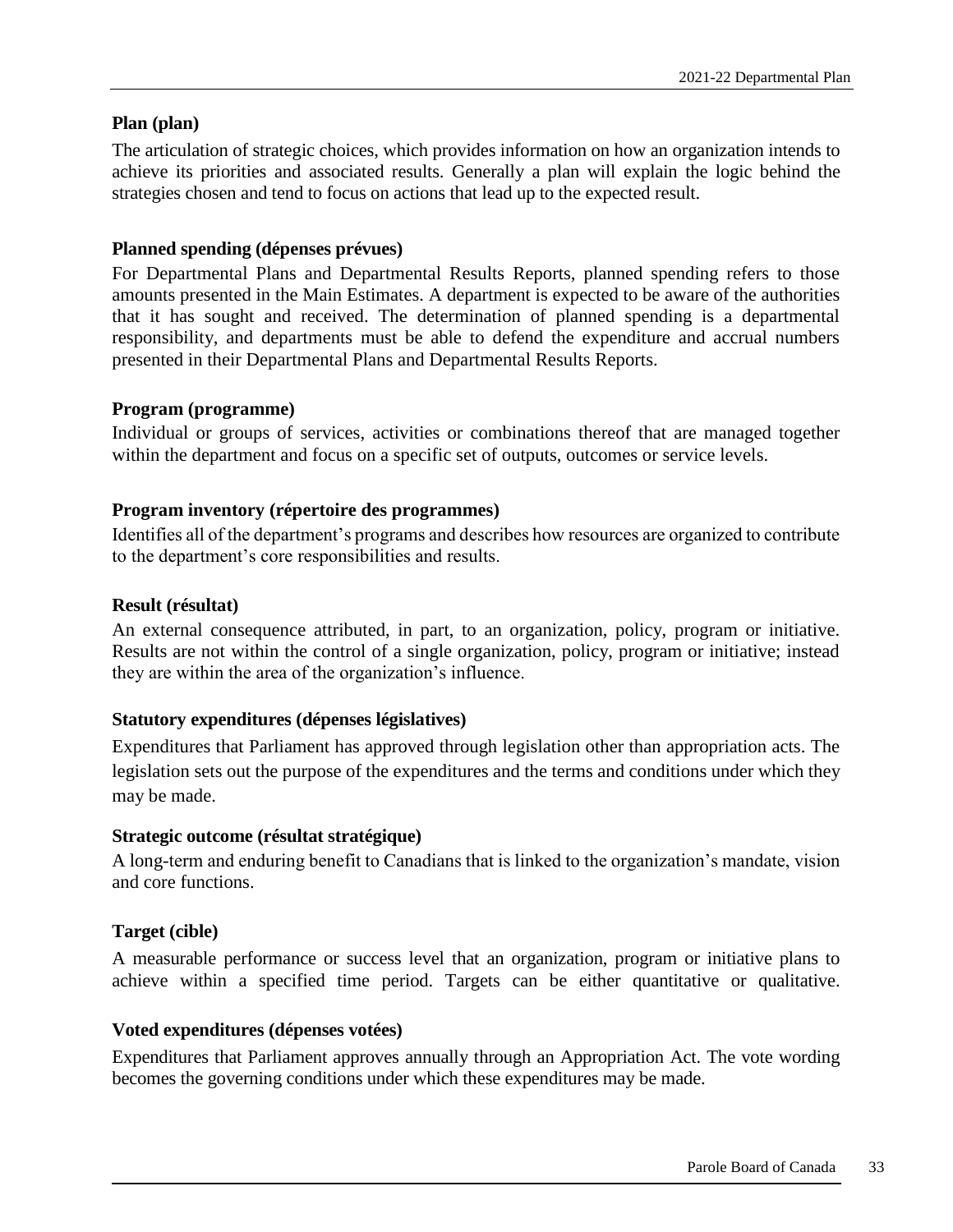**Plan (plan)**

The articulation of strategic choices, which provides information on how an organization intends to achieve its priorities and associated results. Generally a plan will explain the logic behind the strategies chosen and tend to focus on actions that lead up to the expected result.

**Planned spending (dépenses prévues)**

For Departmental Plans and Departmental Results Reports, planned spending refers to those amounts presented in the Main Estimates. A department is expected to be aware of the authorities that it has sought and received. The determination of planned spending is a departmental responsibility, and departments must be able to defend the expenditure and accrual numbers presented in their Departmental Plans and Departmental Results Reports.

**Program (programme)**

Individual or groups of services, activities or combinations thereof that are managed together within the department and focus on a specific set of outputs, outcomes or service levels.

**Program inventory (répertoire des programmes)**

Identifies all of the department's programs and describes how resources are organized to contribute to the department's core responsibilities and results.

**Result (résultat)**

An external consequence attributed, in part, to an organization, policy, program or initiative. Results are not within the control of a single organization, policy, program or initiative; instead they are within the area of the organization's influence.

**Statutory expenditures (dépenses législatives)**

Expenditures that Parliament has approved through legislation other than appropriation acts. The legislation sets out the purpose of the expenditures and the terms and conditions under which they may be made.

**Strategic outcome (résultat stratégique)**

A long-term and enduring benefit to Canadians that is linked to the organization's mandate, vision and core functions.

**Target (cible)**

A measurable performance or success level that an organization, program or initiative plans to achieve within a specified time period. Targets can be either quantitative or qualitative.

**Voted expenditures (dépenses votées)**

Expenditures that Parliament approves annually through an Appropriation Act. The vote wording becomes the governing conditions under which these expenditures may be made.